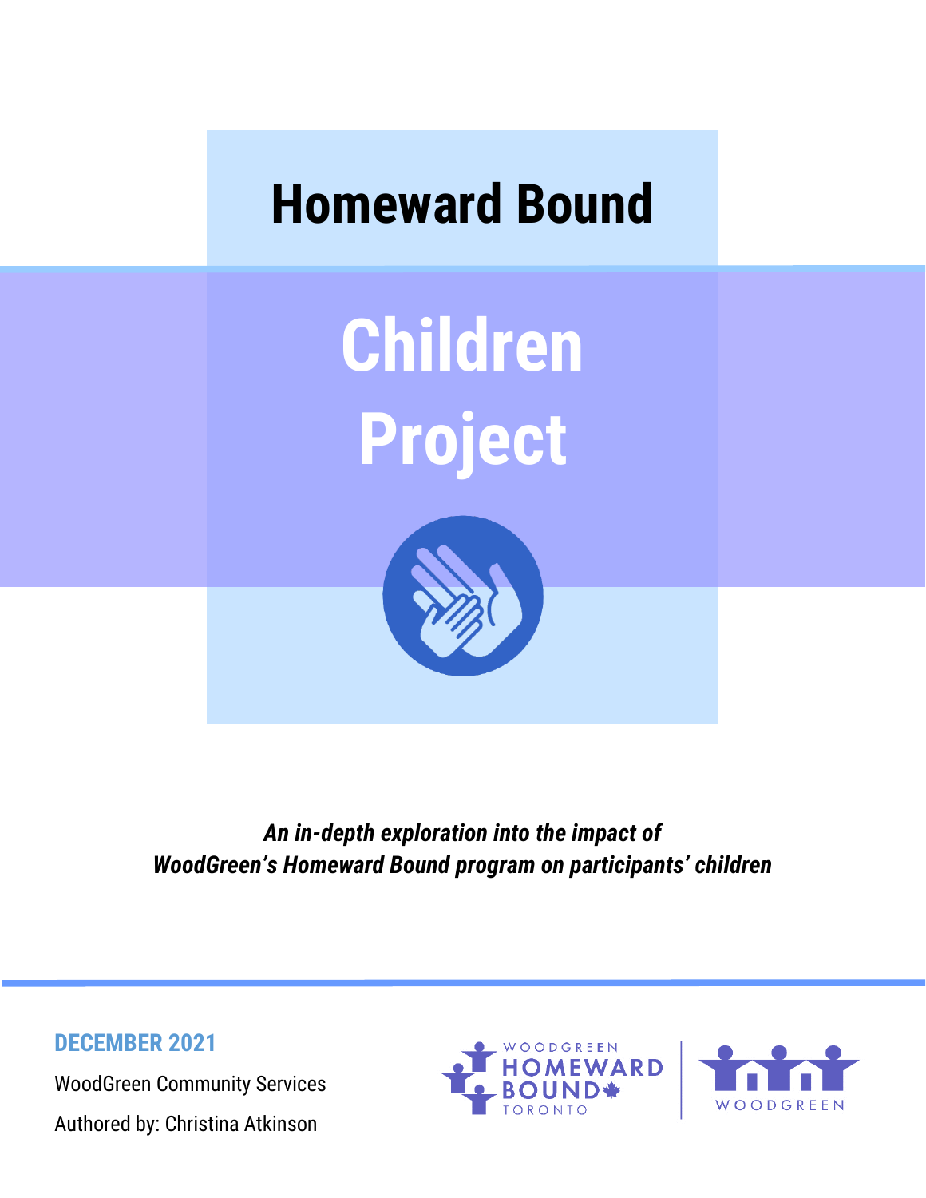# Homeward Bound

# Children Project

***An in-depth exploration into the impact of WoodGreen's Homeward Bound program on participants' children***

**DECEMBER 2021**

WoodGreen Community Services

Authored by: Christina Atkinson

WOODGREEN HOMEWARD BOUND TORONTO

WOODGREEN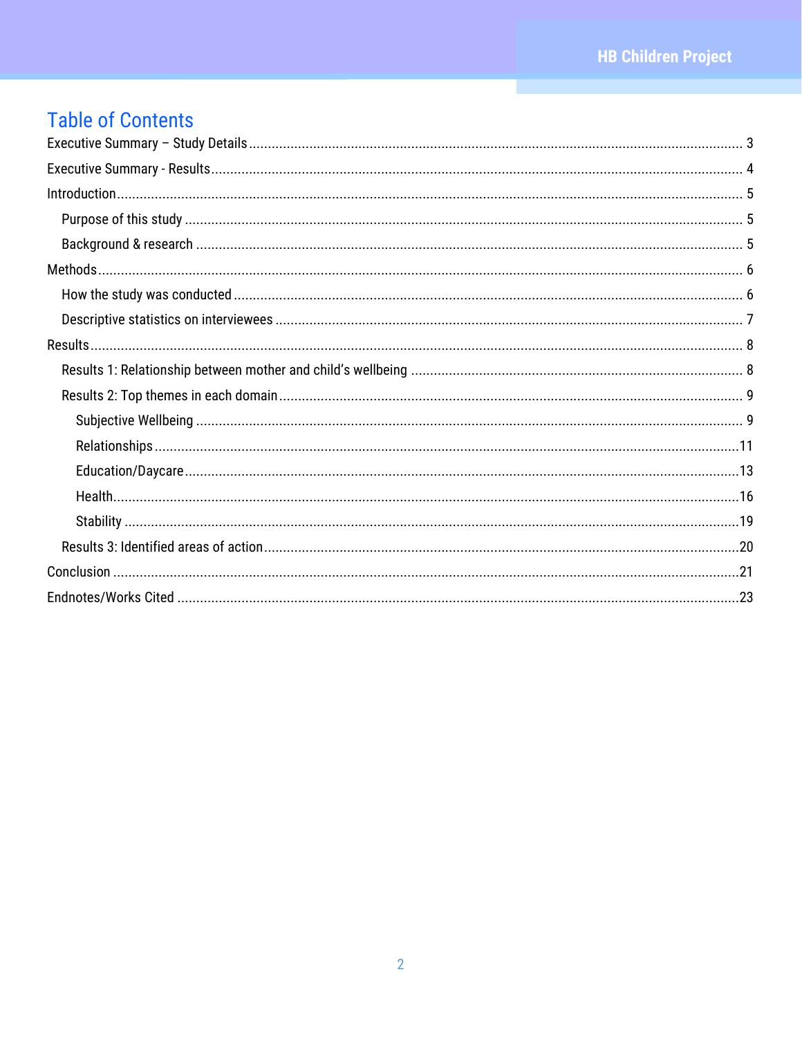# Table of Contents

Executive Summary – Study Details ........ 3

Executive Summary - Results ........ 4

Introduction ........ 5

- Purpose of this study ........ 5
- Background & research ........ 5

Methods ........ 6

- How the study was conducted ........ 6
- Descriptive statistics on interviewees ........ 7

Results ........ 8

- Results 1: Relationship between mother and child's wellbeing ........ 8
- Results 2: Top themes in each domain ........ 9
  - Subjective Wellbeing ........ 9
  - Relationships ........ 11
  - Education/Daycare ........ 13
  - Health ........ 16
  - Stability ........ 19
- Results 3: Identified areas of action ........ 20

Conclusion ........ 21

Endnotes/Works Cited ........ 23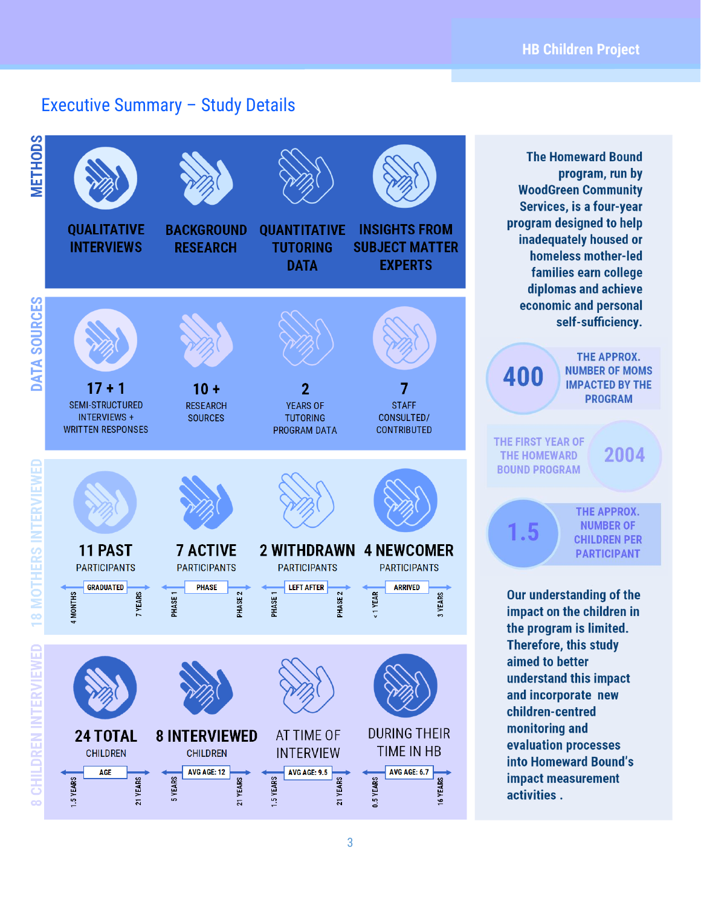## Executive Summary – Study Details

### METHODS

- QUALITATIVE INTERVIEWS
- BACKGROUND RESEARCH
- QUANTITATIVE TUTORING DATA
- INSIGHTS FROM SUBJECT MATTER EXPERTS

### DATA SOURCES

- **17 + 1** SEMI-STRUCTURED INTERVIEWS + WRITTEN RESPONSES
- **10 +** RESEARCH SOURCES
- **2** YEARS OF TUTORING PROGRAM DATA
- **7** STAFF CONSULTED/ CONTRIBUTED

### 18 MOTHERS INTERVIEWED

- **11 PAST** PARTICIPANTS — GRADUATED: 4 MONTHS – 7 YEARS
- **7 ACTIVE** PARTICIPANTS — PHASE: PHASE 1 – PHASE 2
- **2 WITHDRAWN** PARTICIPANTS — LEFT AFTER: PHASE 1 – PHASE 2
- **4 NEWCOMER** PARTICIPANTS — ARRIVED: < 1 YEAR – 3 YEARS

### 8 CHILDREN INTERVIEWED

- **24 TOTAL** CHILDREN — AGE: 1.5 YEARS – 21 YEARS
- **8 INTERVIEWED** CHILDREN — AVG AGE: 12 (5 YEARS – 21 YEARS)
- AT TIME OF INTERVIEW — AVG AGE: 9.5 (1.5 YEARS – 21 YEARS)
- DURING THEIR TIME IN HB — AVG AGE: 6.7 (0.5 YEARS – 16 YEARS)

---

**The Homeward Bound program, run by WoodGreen Community Services, is a four-year program designed to help inadequately housed or homeless mother-led families earn college diplomas and achieve economic and personal self-sufficiency.**

**400** — THE APPROX. NUMBER OF MOMS IMPACTED BY THE PROGRAM

**2004** — THE FIRST YEAR OF THE HOMEWARD BOUND PROGRAM

**1.5** — THE APPROX. NUMBER OF CHILDREN PER PARTICIPANT

**Our understanding of the impact on the children in the program is limited. Therefore, this study aimed to better understand this impact and incorporate new children-centred monitoring and evaluation processes into Homeward Bound's impact measurement activities .**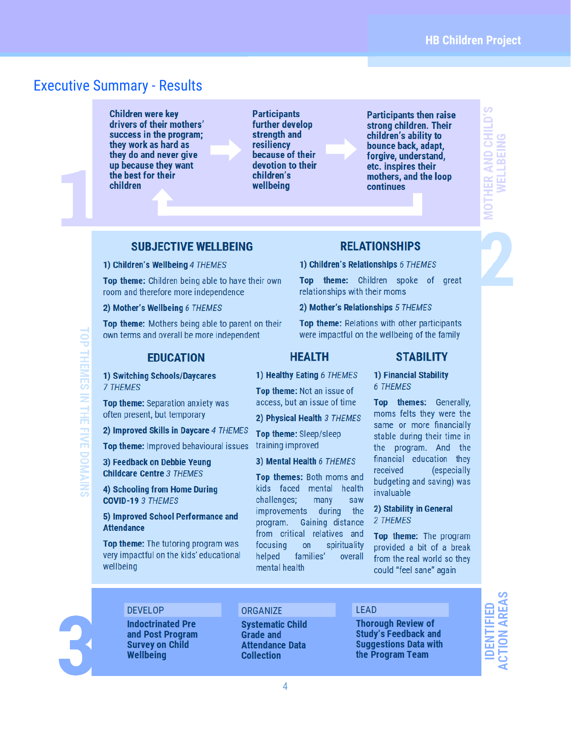## Executive Summary - Results

### 1 — Mother and Child's Wellbeing

Children were key drivers of their mothers' success in the program; they work as hard as they do and never give up because they want the best for their children → Participants further develop strength and resiliency because of their devotion to their children's wellbeing → Participants then raise strong children. Their children's ability to bounce back, adapt, forgive, understand, etc. inspires their mothers, and the loop continues

### 2 — Top Themes in the Five Domains

#### SUBJECTIVE WELLBEING

**1) Children's Wellbeing** *4 THEMES*

**Top theme:** Children being able to have their own room and therefore more independence

**2) Mother's Wellbeing** *6 THEMES*

**Top theme:** Mothers being able to parent on their own terms and overall be more independent

#### RELATIONSHIPS

**1) Children's Relationships** *6 THEMES*

**Top theme:** Children spoke of great relationships with their moms

**2) Mother's Relationships** *5 THEMES*

**Top theme:** Relations with other participants were impactful on the wellbeing of the family

#### EDUCATION

**1) Switching Schools/Daycares** *7 THEMES*

**Top theme:** Separation anxiety was often present, but temporary

**2) Improved Skills in Daycare** *4 THEMES*

**Top theme:** Improved behavioural issues

**3) Feedback on Debbie Yeung Childcare Centre** *3 THEMES*

**4) Schooling from Home During COVID-19** *3 THEMES*

**5) Improved School Performance and Attendance**

**Top theme:** The tutoring program was very impactful on the kids' educational wellbeing

#### HEALTH

**1) Healthy Eating** *6 THEMES*

**Top theme:** Not an issue of access, but an issue of time

**2) Physical Health** *3 THEMES*

**Top theme:** Sleep/sleep training improved

**3) Mental Health** *6 THEMES*

**Top themes:** Both moms and kids faced mental health challenges; many saw improvements during the program. Gaining distance from critical relatives and focusing on spirituality helped families' overall mental health

#### STABILITY

**1) Financial Stability** *6 THEMES*

**Top themes:** Generally, moms felts they were the same or more financially stable during their time in the program. And the financial education they received (especially budgeting and saving) was invaluable

**2) Stability in General** *2 THEMES*

**Top theme:** The program provided a bit of a break from the real world so they could "feel sane" again

### 3 — Identified Action Areas

**DEVELOP**

**Indoctrinated Pre and Post Program Survey on Child Wellbeing**

**ORGANIZE**

**Systematic Child Grade and Attendance Data Collection**

**LEAD**

**Thorough Review of Study's Feedback and Suggestions Data with the Program Team**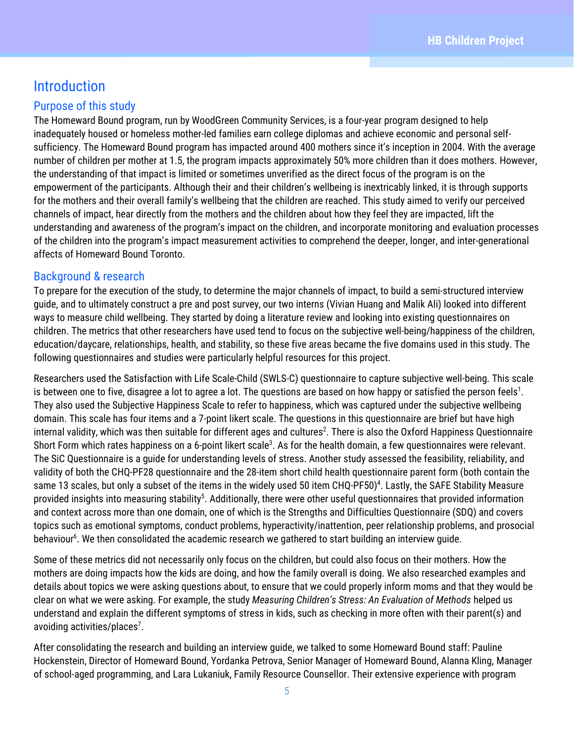# Introduction

## Purpose of this study

The Homeward Bound program, run by WoodGreen Community Services, is a four-year program designed to help inadequately housed or homeless mother-led families earn college diplomas and achieve economic and personal self-sufficiency. The Homeward Bound program has impacted around 400 mothers since it's inception in 2004. With the average number of children per mother at 1.5, the program impacts approximately 50% more children than it does mothers. However, the understanding of that impact is limited or sometimes unverified as the direct focus of the program is on the empowerment of the participants. Although their and their children's wellbeing is inextricably linked, it is through supports for the mothers and their overall family's wellbeing that the children are reached. This study aimed to verify our perceived channels of impact, hear directly from the mothers and the children about how they feel they are impacted, lift the understanding and awareness of the program's impact on the children, and incorporate monitoring and evaluation processes of the children into the program's impact measurement activities to comprehend the deeper, longer, and inter-generational affects of Homeward Bound Toronto.

## Background & research

To prepare for the execution of the study, to determine the major channels of impact, to build a semi-structured interview guide, and to ultimately construct a pre and post survey, our two interns (Vivian Huang and Malik Ali) looked into different ways to measure child wellbeing. They started by doing a literature review and looking into existing questionnaires on children. The metrics that other researchers have used tend to focus on the subjective well-being/happiness of the children, education/daycare, relationships, health, and stability, so these five areas became the five domains used in this study. The following questionnaires and studies were particularly helpful resources for this project.

Researchers used the Satisfaction with Life Scale-Child (SWLS-C) questionnaire to capture subjective well-being. This scale is between one to five, disagree a lot to agree a lot. The questions are based on how happy or satisfied the person feels[1]. They also used the Subjective Happiness Scale to refer to happiness, which was captured under the subjective wellbeing domain. This scale has four items and a 7-point likert scale. The questions in this questionnaire are brief but have high internal validity, which was then suitable for different ages and cultures[2]. There is also the Oxford Happiness Questionnaire Short Form which rates happiness on a 6-point likert scale[3]. As for the health domain, a few questionnaires were relevant. The SiC Questionnaire is a guide for understanding levels of stress. Another study assessed the feasibility, reliability, and validity of both the CHQ-PF28 questionnaire and the 28-item short child health questionnaire parent form (both contain the same 13 scales, but only a subset of the items in the widely used 50 item CHQ-PF50)[4]. Lastly, the SAFE Stability Measure provided insights into measuring stability[5]. Additionally, there were other useful questionnaires that provided information and context across more than one domain, one of which is the Strengths and Difficulties Questionnaire (SDQ) and covers topics such as emotional symptoms, conduct problems, hyperactivity/inattention, peer relationship problems, and prosocial behaviour[6]. We then consolidated the academic research we gathered to start building an interview guide.

Some of these metrics did not necessarily only focus on the children, but could also focus on their mothers. How the mothers are doing impacts how the kids are doing, and how the family overall is doing. We also researched examples and details about topics we were asking questions about, to ensure that we could properly inform moms and that they would be clear on what we were asking. For example, the study *Measuring Children's Stress: An Evaluation of Methods* helped us understand and explain the different symptoms of stress in kids, such as checking in more often with their parent(s) and avoiding activities/places[7].

After consolidating the research and building an interview guide, we talked to some Homeward Bound staff: Pauline Hockenstein, Director of Homeward Bound, Yordanka Petrova, Senior Manager of Homeward Bound, Alanna Kling, Manager of school-aged programming, and Lara Lukaniuk, Family Resource Counsellor. Their extensive experience with program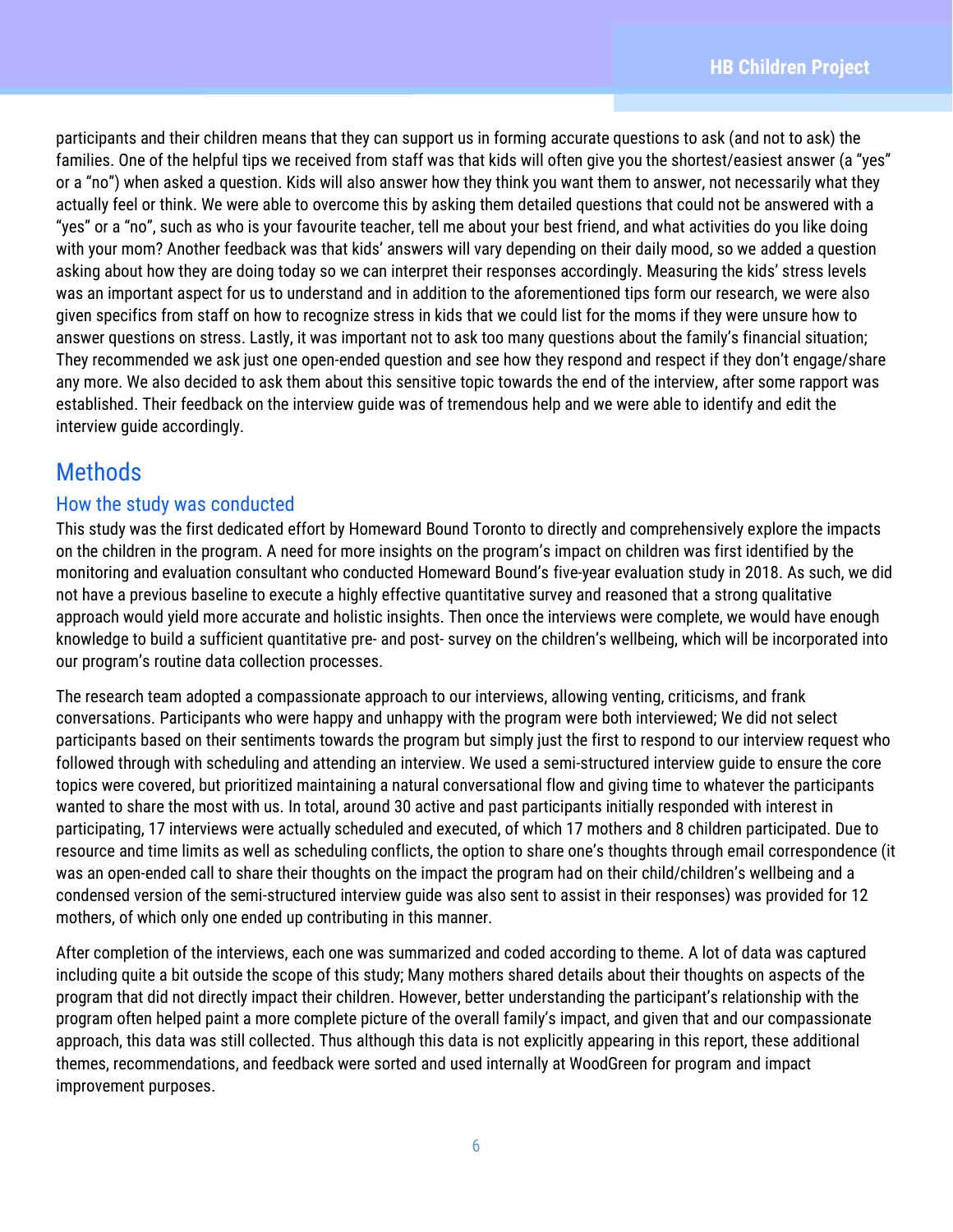participants and their children means that they can support us in forming accurate questions to ask (and not to ask) the families. One of the helpful tips we received from staff was that kids will often give you the shortest/easiest answer (a "yes" or a "no") when asked a question. Kids will also answer how they think you want them to answer, not necessarily what they actually feel or think. We were able to overcome this by asking them detailed questions that could not be answered with a "yes" or a "no", such as who is your favourite teacher, tell me about your best friend, and what activities do you like doing with your mom? Another feedback was that kids' answers will vary depending on their daily mood, so we added a question asking about how they are doing today so we can interpret their responses accordingly. Measuring the kids' stress levels was an important aspect for us to understand and in addition to the aforementioned tips form our research, we were also given specifics from staff on how to recognize stress in kids that we could list for the moms if they were unsure how to answer questions on stress. Lastly, it was important not to ask too many questions about the family's financial situation; They recommended we ask just one open-ended question and see how they respond and respect if they don't engage/share any more. We also decided to ask them about this sensitive topic towards the end of the interview, after some rapport was established. Their feedback on the interview guide was of tremendous help and we were able to identify and edit the interview guide accordingly.

# Methods

## How the study was conducted

This study was the first dedicated effort by Homeward Bound Toronto to directly and comprehensively explore the impacts on the children in the program. A need for more insights on the program's impact on children was first identified by the monitoring and evaluation consultant who conducted Homeward Bound's five-year evaluation study in 2018. As such, we did not have a previous baseline to execute a highly effective quantitative survey and reasoned that a strong qualitative approach would yield more accurate and holistic insights. Then once the interviews were complete, we would have enough knowledge to build a sufficient quantitative pre- and post- survey on the children's wellbeing, which will be incorporated into our program's routine data collection processes.

The research team adopted a compassionate approach to our interviews, allowing venting, criticisms, and frank conversations. Participants who were happy and unhappy with the program were both interviewed; We did not select participants based on their sentiments towards the program but simply just the first to respond to our interview request who followed through with scheduling and attending an interview. We used a semi-structured interview guide to ensure the core topics were covered, but prioritized maintaining a natural conversational flow and giving time to whatever the participants wanted to share the most with us. In total, around 30 active and past participants initially responded with interest in participating, 17 interviews were actually scheduled and executed, of which 17 mothers and 8 children participated. Due to resource and time limits as well as scheduling conflicts, the option to share one's thoughts through email correspondence (it was an open-ended call to share their thoughts on the impact the program had on their child/children's wellbeing and a condensed version of the semi-structured interview guide was also sent to assist in their responses) was provided for 12 mothers, of which only one ended up contributing in this manner.

After completion of the interviews, each one was summarized and coded according to theme. A lot of data was captured including quite a bit outside the scope of this study; Many mothers shared details about their thoughts on aspects of the program that did not directly impact their children. However, better understanding the participant's relationship with the program often helped paint a more complete picture of the overall family's impact, and given that and our compassionate approach, this data was still collected. Thus although this data is not explicitly appearing in this report, these additional themes, recommendations, and feedback were sorted and used internally at WoodGreen for program and impact improvement purposes.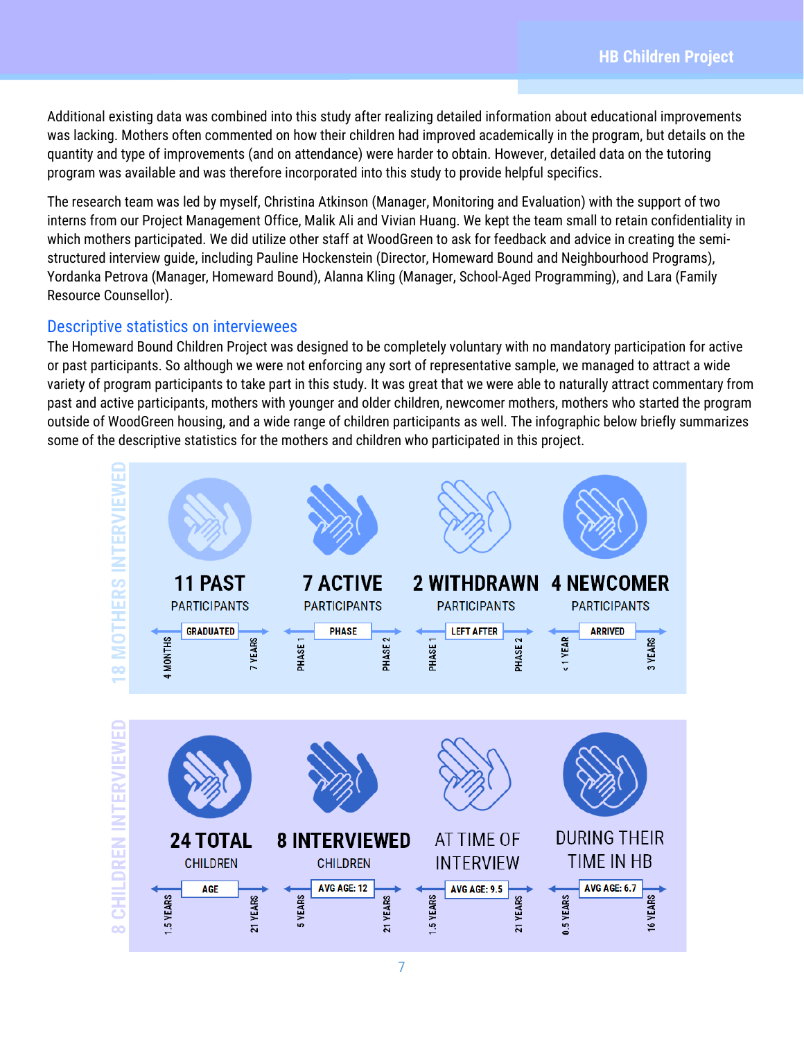Additional existing data was combined into this study after realizing detailed information about educational improvements was lacking. Mothers often commented on how their children had improved academically in the program, but details on the quantity and type of improvements (and on attendance) were harder to obtain. However, detailed data on the tutoring program was available and was therefore incorporated into this study to provide helpful specifics.

The research team was led by myself, Christina Atkinson (Manager, Monitoring and Evaluation) with the support of two interns from our Project Management Office, Malik Ali and Vivian Huang. We kept the team small to retain confidentiality in which mothers participated. We did utilize other staff at WoodGreen to ask for feedback and advice in creating the semi-structured interview guide, including Pauline Hockenstein (Director, Homeward Bound and Neighbourhood Programs), Yordanka Petrova (Manager, Homeward Bound), Alanna Kling (Manager, School-Aged Programming), and Lara (Family Resource Counsellor).

## Descriptive statistics on interviewees

The Homeward Bound Children Project was designed to be completely voluntary with no mandatory participation for active or past participants. So although we were not enforcing any sort of representative sample, we managed to attract a wide variety of program participants to take part in this study. It was great that we were able to naturally attract commentary from past and active participants, mothers with younger and older children, newcomer mothers, mothers who started the program outside of WoodGreen housing, and a wide range of children participants as well. The infographic below briefly summarizes some of the descriptive statistics for the mothers and children who participated in this project.

18 MOTHERS INTERVIEWED

11 PAST PARTICIPANTS
GRADUATED
4 MONTHS
7 YEARS

7 ACTIVE PARTICIPANTS
PHASE
PHASE 1
PHASE 2

2 WITHDRAWN PARTICIPANTS
LEFT AFTER
PHASE 1
PHASE 2

4 NEWCOMER PARTICIPANTS
ARRIVED
< 1 YEAR
3 YEARS

8 CHILDREN INTERVIEWED

24 TOTAL CHILDREN
AGE
1.5 YEARS
21 YEARS

8 INTERVIEWED CHILDREN
AVG AGE: 12
5 YEARS
21 YEARS

AT TIME OF INTERVIEW
AVG AGE: 9.5
1.5 YEARS
21 YEARS

DURING THEIR TIME IN HB
AVG AGE: 6.7
0.5 YEARS
16 YEARS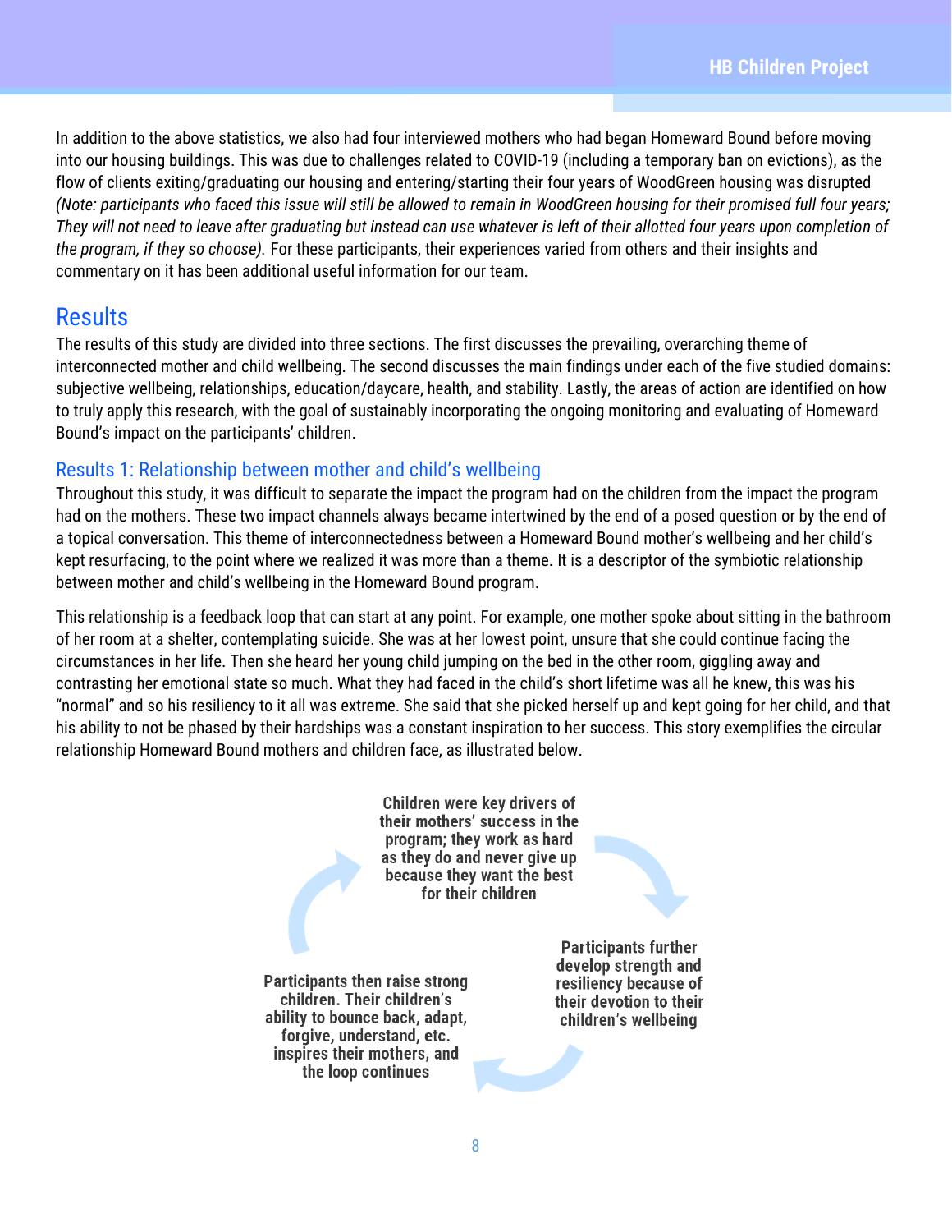In addition to the above statistics, we also had four interviewed mothers who had began Homeward Bound before moving into our housing buildings. This was due to challenges related to COVID-19 (including a temporary ban on evictions), as the flow of clients exiting/graduating our housing and entering/starting their four years of WoodGreen housing was disrupted *(Note: participants who faced this issue will still be allowed to remain in WoodGreen housing for their promised full four years; They will not need to leave after graduating but instead can use whatever is left of their allotted four years upon completion of the program, if they so choose).* For these participants, their experiences varied from others and their insights and commentary on it has been additional useful information for our team.

## Results

The results of this study are divided into three sections. The first discusses the prevailing, overarching theme of interconnected mother and child wellbeing. The second discusses the main findings under each of the five studied domains: subjective wellbeing, relationships, education/daycare, health, and stability. Lastly, the areas of action are identified on how to truly apply this research, with the goal of sustainably incorporating the ongoing monitoring and evaluating of Homeward Bound's impact on the participants' children.

### Results 1: Relationship between mother and child's wellbeing

Throughout this study, it was difficult to separate the impact the program had on the children from the impact the program had on the mothers. These two impact channels always became intertwined by the end of a posed question or by the end of a topical conversation. This theme of interconnectedness between a Homeward Bound mother's wellbeing and her child's kept resurfacing, to the point where we realized it was more than a theme. It is a descriptor of the symbiotic relationship between mother and child's wellbeing in the Homeward Bound program.

This relationship is a feedback loop that can start at any point. For example, one mother spoke about sitting in the bathroom of her room at a shelter, contemplating suicide. She was at her lowest point, unsure that she could continue facing the circumstances in her life. Then she heard her young child jumping on the bed in the other room, giggling away and contrasting her emotional state so much. What they had faced in the child's short lifetime was all he knew, this was his "normal" and so his resiliency to it all was extreme. She said that she picked herself up and kept going for her child, and that his ability to not be phased by their hardships was a constant inspiration to her success. This story exemplifies the circular relationship Homeward Bound mothers and children face, as illustrated below.

**Children were key drivers of their mothers' success in the program; they work as hard as they do and never give up because they want the best for their children**

**Participants further develop strength and resiliency because of their devotion to their children's wellbeing**

**Participants then raise strong children. Their children's ability to bounce back, adapt, forgive, understand, etc. inspires their mothers, and the loop continues**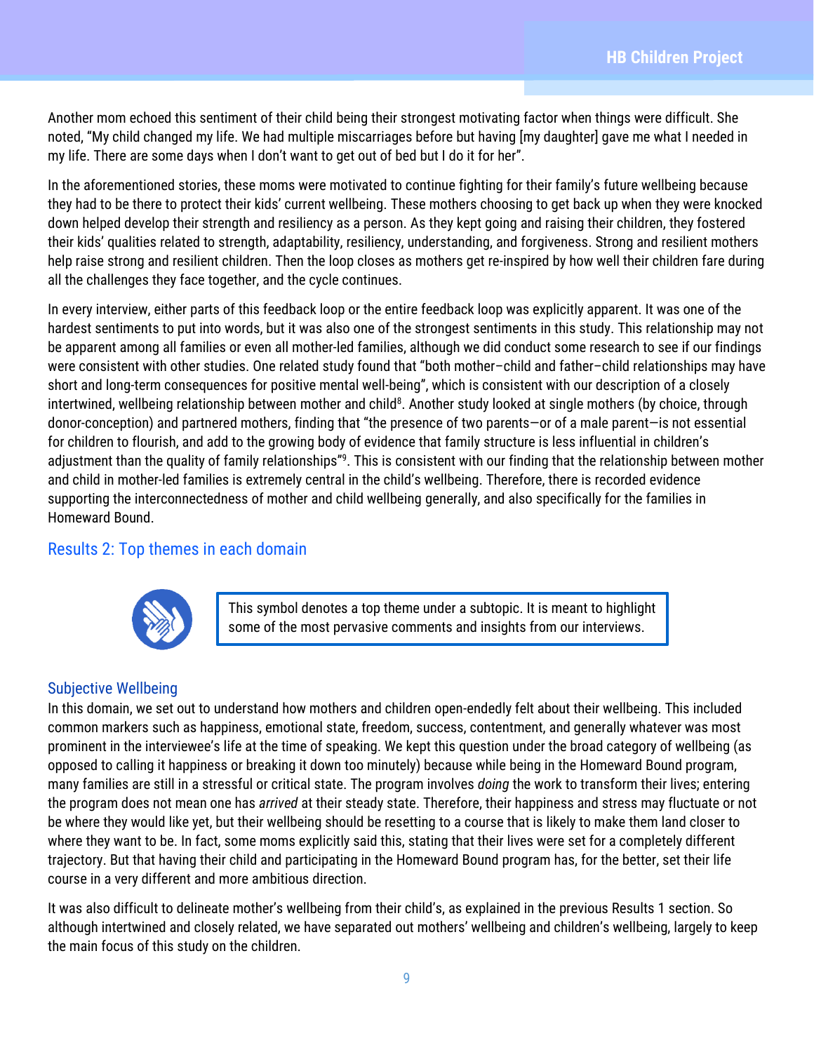Another mom echoed this sentiment of their child being their strongest motivating factor when things were difficult. She noted, "My child changed my life. We had multiple miscarriages before but having [my daughter] gave me what I needed in my life. There are some days when I don't want to get out of bed but I do it for her".

In the aforementioned stories, these moms were motivated to continue fighting for their family's future wellbeing because they had to be there to protect their kids' current wellbeing. These mothers choosing to get back up when they were knocked down helped develop their strength and resiliency as a person. As they kept going and raising their children, they fostered their kids' qualities related to strength, adaptability, resiliency, understanding, and forgiveness. Strong and resilient mothers help raise strong and resilient children. Then the loop closes as mothers get re-inspired by how well their children fare during all the challenges they face together, and the cycle continues.

In every interview, either parts of this feedback loop or the entire feedback loop was explicitly apparent. It was one of the hardest sentiments to put into words, but it was also one of the strongest sentiments in this study. This relationship may not be apparent among all families or even all mother-led families, although we did conduct some research to see if our findings were consistent with other studies. One related study found that "both mother–child and father–child relationships may have short and long-term consequences for positive mental well-being", which is consistent with our description of a closely intertwined, wellbeing relationship between mother and child[8]. Another study looked at single mothers (by choice, through donor-conception) and partnered mothers, finding that "the presence of two parents—or of a male parent—is not essential for children to flourish, and add to the growing body of evidence that family structure is less influential in children's adjustment than the quality of family relationships"[9]. This is consistent with our finding that the relationship between mother and child in mother-led families is extremely central in the child's wellbeing. Therefore, there is recorded evidence supporting the interconnectedness of mother and child wellbeing generally, and also specifically for the families in Homeward Bound.

## Results 2: Top themes in each domain

This symbol denotes a top theme under a subtopic. It is meant to highlight some of the most pervasive comments and insights from our interviews.

### Subjective Wellbeing

In this domain, we set out to understand how mothers and children open-endedly felt about their wellbeing. This included common markers such as happiness, emotional state, freedom, success, contentment, and generally whatever was most prominent in the interviewee's life at the time of speaking. We kept this question under the broad category of wellbeing (as opposed to calling it happiness or breaking it down too minutely) because while being in the Homeward Bound program, many families are still in a stressful or critical state. The program involves *doing* the work to transform their lives; entering the program does not mean one has *arrived* at their steady state. Therefore, their happiness and stress may fluctuate or not be where they would like yet, but their wellbeing should be resetting to a course that is likely to make them land closer to where they want to be. In fact, some moms explicitly said this, stating that their lives were set for a completely different trajectory. But that having their child and participating in the Homeward Bound program has, for the better, set their life course in a very different and more ambitious direction.

It was also difficult to delineate mother's wellbeing from their child's, as explained in the previous Results 1 section. So although intertwined and closely related, we have separated out mothers' wellbeing and children's wellbeing, largely to keep the main focus of this study on the children.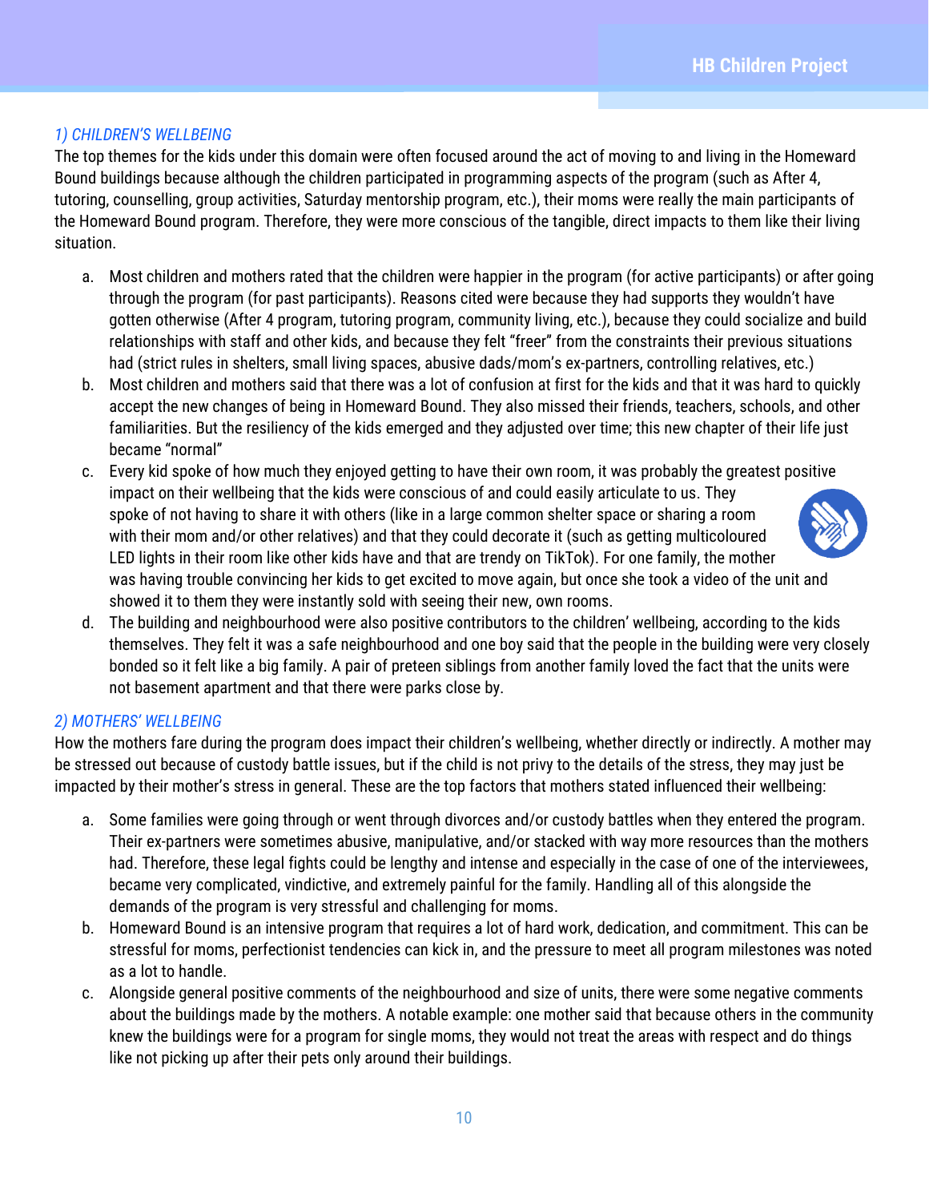### *1) CHILDREN'S WELLBEING*

The top themes for the kids under this domain were often focused around the act of moving to and living in the Homeward Bound buildings because although the children participated in programming aspects of the program (such as After 4, tutoring, counselling, group activities, Saturday mentorship program, etc.), their moms were really the main participants of the Homeward Bound program. Therefore, they were more conscious of the tangible, direct impacts to them like their living situation.

a. Most children and mothers rated that the children were happier in the program (for active participants) or after going through the program (for past participants). Reasons cited were because they had supports they wouldn't have gotten otherwise (After 4 program, tutoring program, community living, etc.), because they could socialize and build relationships with staff and other kids, and because they felt "freer" from the constraints their previous situations had (strict rules in shelters, small living spaces, abusive dads/mom's ex-partners, controlling relatives, etc.)

b. Most children and mothers said that there was a lot of confusion at first for the kids and that it was hard to quickly accept the new changes of being in Homeward Bound. They also missed their friends, teachers, schools, and other familiarities. But the resiliency of the kids emerged and they adjusted over time; this new chapter of their life just became "normal"

c. Every kid spoke of how much they enjoyed getting to have their own room, it was probably the greatest positive impact on their wellbeing that the kids were conscious of and could easily articulate to us. They spoke of not having to share it with others (like in a large common shelter space or sharing a room with their mom and/or other relatives) and that they could decorate it (such as getting multicoloured LED lights in their room like other kids have and that are trendy on TikTok). For one family, the mother was having trouble convincing her kids to get excited to move again, but once she took a video of the unit and showed it to them they were instantly sold with seeing their new, own rooms.

d. The building and neighbourhood were also positive contributors to the children' wellbeing, according to the kids themselves. They felt it was a safe neighbourhood and one boy said that the people in the building were very closely bonded so it felt like a big family. A pair of preteen siblings from another family loved the fact that the units were not basement apartment and that there were parks close by.

### *2) MOTHERS' WELLBEING*

How the mothers fare during the program does impact their children's wellbeing, whether directly or indirectly. A mother may be stressed out because of custody battle issues, but if the child is not privy to the details of the stress, they may just be impacted by their mother's stress in general. These are the top factors that mothers stated influenced their wellbeing:

a. Some families were going through or went through divorces and/or custody battles when they entered the program. Their ex-partners were sometimes abusive, manipulative, and/or stacked with way more resources than the mothers had. Therefore, these legal fights could be lengthy and intense and especially in the case of one of the interviewees, became very complicated, vindictive, and extremely painful for the family. Handling all of this alongside the demands of the program is very stressful and challenging for moms.

b. Homeward Bound is an intensive program that requires a lot of hard work, dedication, and commitment. This can be stressful for moms, perfectionist tendencies can kick in, and the pressure to meet all program milestones was noted as a lot to handle.

c. Alongside general positive comments of the neighbourhood and size of units, there were some negative comments about the buildings made by the mothers. A notable example: one mother said that because others in the community knew the buildings were for a program for single moms, they would not treat the areas with respect and do things like not picking up after their pets only around their buildings.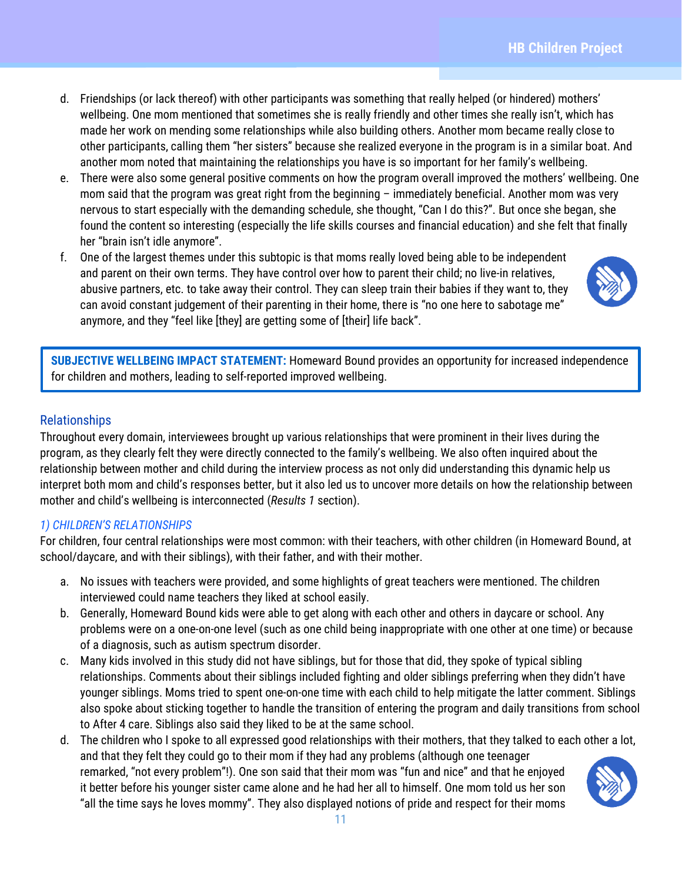d. Friendships (or lack thereof) with other participants was something that really helped (or hindered) mothers' wellbeing. One mom mentioned that sometimes she is really friendly and other times she really isn't, which has made her work on mending some relationships while also building others. Another mom became really close to other participants, calling them "her sisters" because she realized everyone in the program is in a similar boat. And another mom noted that maintaining the relationships you have is so important for her family's wellbeing.

e. There were also some general positive comments on how the program overall improved the mothers' wellbeing. One mom said that the program was great right from the beginning – immediately beneficial. Another mom was very nervous to start especially with the demanding schedule, she thought, "Can I do this?". But once she began, she found the content so interesting (especially the life skills courses and financial education) and she felt that finally her "brain isn't idle anymore".

f. One of the largest themes under this subtopic is that moms really loved being able to be independent and parent on their own terms. They have control over how to parent their child; no live-in relatives, abusive partners, etc. to take away their control. They can sleep train their babies if they want to, they can avoid constant judgement of their parenting in their home, there is "no one here to sabotage me" anymore, and they "feel like [they] are getting some of [their] life back".

**SUBJECTIVE WELLBEING IMPACT STATEMENT:** Homeward Bound provides an opportunity for increased independence for children and mothers, leading to self-reported improved wellbeing.

## Relationships

Throughout every domain, interviewees brought up various relationships that were prominent in their lives during the program, as they clearly felt they were directly connected to the family's wellbeing. We also often inquired about the relationship between mother and child during the interview process as not only did understanding this dynamic help us interpret both mom and child's responses better, but it also led us to uncover more details on how the relationship between mother and child's wellbeing is interconnected (*Results 1* section).

### *1) CHILDREN'S RELATIONSHIPS*

For children, four central relationships were most common: with their teachers, with other children (in Homeward Bound, at school/daycare, and with their siblings), with their father, and with their mother.

a. No issues with teachers were provided, and some highlights of great teachers were mentioned. The children interviewed could name teachers they liked at school easily.

b. Generally, Homeward Bound kids were able to get along with each other and others in daycare or school. Any problems were on a one-on-one level (such as one child being inappropriate with one other at one time) or because of a diagnosis, such as autism spectrum disorder.

c. Many kids involved in this study did not have siblings, but for those that did, they spoke of typical sibling relationships. Comments about their siblings included fighting and older siblings preferring when they didn't have younger siblings. Moms tried to spent one-on-one time with each child to help mitigate the latter comment. Siblings also spoke about sticking together to handle the transition of entering the program and daily transitions from school to After 4 care. Siblings also said they liked to be at the same school.

d. The children who I spoke to all expressed good relationships with their mothers, that they talked to each other a lot, and that they felt they could go to their mom if they had any problems (although one teenager remarked, "not every problem"!). One son said that their mom was "fun and nice" and that he enjoyed it better before his younger sister came alone and he had her all to himself. One mom told us her son "all the time says he loves mommy". They also displayed notions of pride and respect for their moms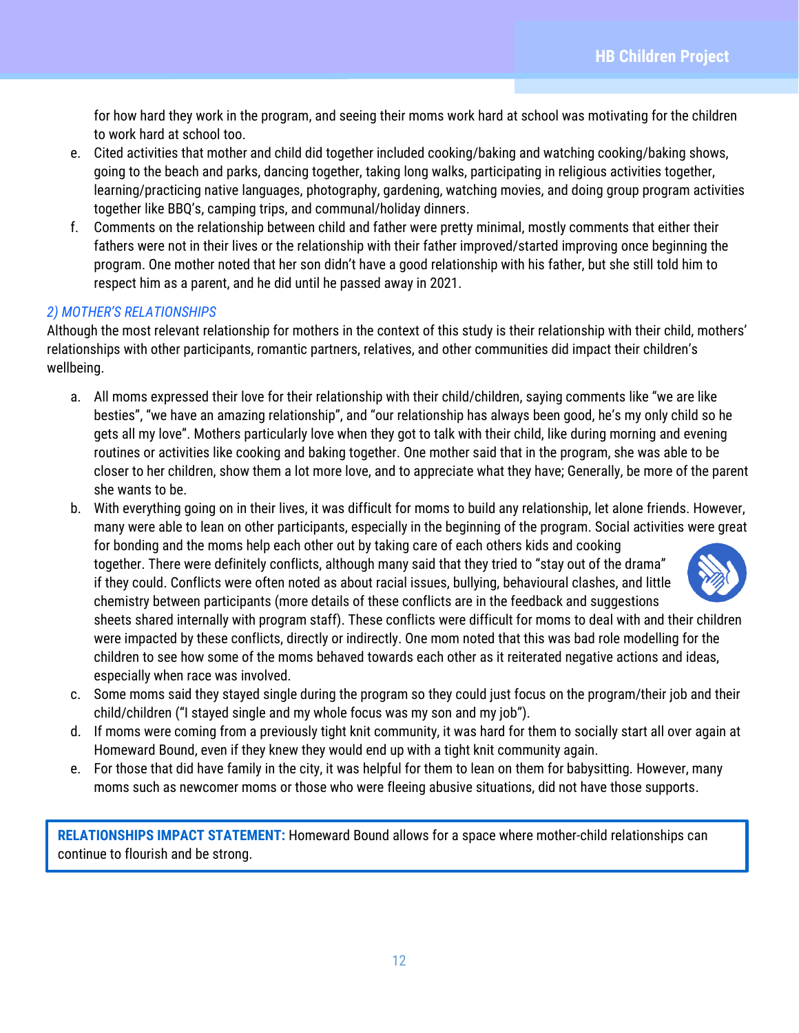for how hard they work in the program, and seeing their moms work hard at school was motivating for the children to work hard at school too.

e. Cited activities that mother and child did together included cooking/baking and watching cooking/baking shows, going to the beach and parks, dancing together, taking long walks, participating in religious activities together, learning/practicing native languages, photography, gardening, watching movies, and doing group program activities together like BBQ's, camping trips, and communal/holiday dinners.
f. Comments on the relationship between child and father were pretty minimal, mostly comments that either their fathers were not in their lives or the relationship with their father improved/started improving once beginning the program. One mother noted that her son didn't have a good relationship with his father, but she still told him to respect him as a parent, and he did until he passed away in 2021.

### *2) MOTHER'S RELATIONSHIPS*

Although the most relevant relationship for mothers in the context of this study is their relationship with their child, mothers' relationships with other participants, romantic partners, relatives, and other communities did impact their children's wellbeing.

a. All moms expressed their love for their relationship with their child/children, saying comments like "we are like besties", "we have an amazing relationship", and "our relationship has always been good, he's my only child so he gets all my love". Mothers particularly love when they got to talk with their child, like during morning and evening routines or activities like cooking and baking together. One mother said that in the program, she was able to be closer to her children, show them a lot more love, and to appreciate what they have; Generally, be more of the parent she wants to be.
b. With everything going on in their lives, it was difficult for moms to build any relationship, let alone friends. However, many were able to lean on other participants, especially in the beginning of the program. Social activities were great for bonding and the moms help each other out by taking care of each others kids and cooking together. There were definitely conflicts, although many said that they tried to "stay out of the drama" if they could. Conflicts were often noted as about racial issues, bullying, behavioural clashes, and little chemistry between participants (more details of these conflicts are in the feedback and suggestions sheets shared internally with program staff). These conflicts were difficult for moms to deal with and their children were impacted by these conflicts, directly or indirectly. One mom noted that this was bad role modelling for the children to see how some of the moms behaved towards each other as it reiterated negative actions and ideas, especially when race was involved.
c. Some moms said they stayed single during the program so they could just focus on the program/their job and their child/children ("I stayed single and my whole focus was my son and my job").
d. If moms were coming from a previously tight knit community, it was hard for them to socially start all over again at Homeward Bound, even if they knew they would end up with a tight knit community again.
e. For those that did have family in the city, it was helpful for them to lean on them for babysitting. However, many moms such as newcomer moms or those who were fleeing abusive situations, did not have those supports.

**RELATIONSHIPS IMPACT STATEMENT:** Homeward Bound allows for a space where mother-child relationships can continue to flourish and be strong.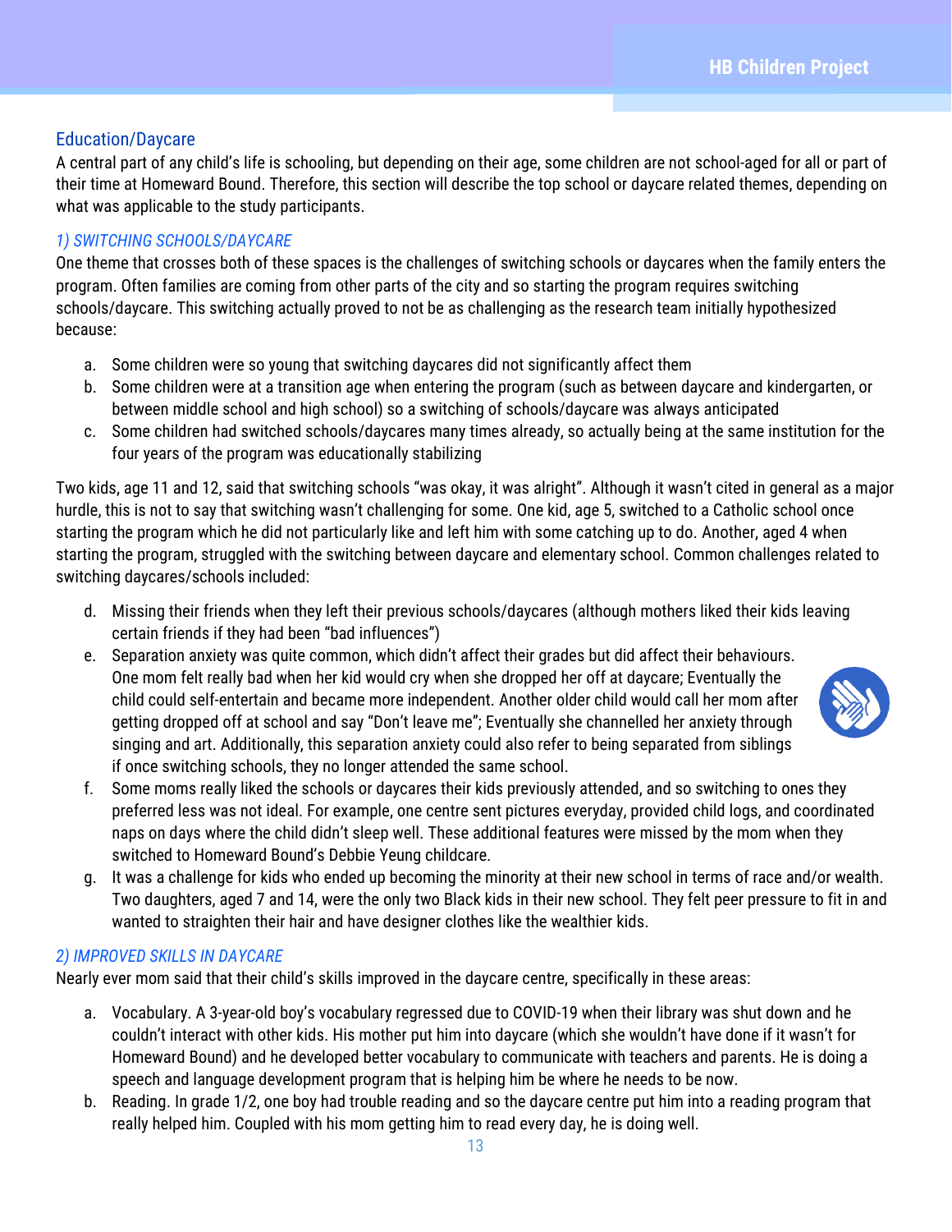## Education/Daycare

A central part of any child's life is schooling, but depending on their age, some children are not school-aged for all or part of their time at Homeward Bound. Therefore, this section will describe the top school or daycare related themes, depending on what was applicable to the study participants.

### *1) SWITCHING SCHOOLS/DAYCARE*

One theme that crosses both of these spaces is the challenges of switching schools or daycares when the family enters the program. Often families are coming from other parts of the city and so starting the program requires switching schools/daycare. This switching actually proved to not be as challenging as the research team initially hypothesized because:

a. Some children were so young that switching daycares did not significantly affect them
b. Some children were at a transition age when entering the program (such as between daycare and kindergarten, or between middle school and high school) so a switching of schools/daycare was always anticipated
c. Some children had switched schools/daycares many times already, so actually being at the same institution for the four years of the program was educationally stabilizing

Two kids, age 11 and 12, said that switching schools "was okay, it was alright". Although it wasn't cited in general as a major hurdle, this is not to say that switching wasn't challenging for some. One kid, age 5, switched to a Catholic school once starting the program which he did not particularly like and left him with some catching up to do. Another, aged 4 when starting the program, struggled with the switching between daycare and elementary school. Common challenges related to switching daycares/schools included:

d. Missing their friends when they left their previous schools/daycares (although mothers liked their kids leaving certain friends if they had been "bad influences")
e. Separation anxiety was quite common, which didn't affect their grades but did affect their behaviours. One mom felt really bad when her kid would cry when she dropped her off at daycare; Eventually the child could self-entertain and became more independent. Another older child would call her mom after getting dropped off at school and say "Don't leave me"; Eventually she channelled her anxiety through singing and art. Additionally, this separation anxiety could also refer to being separated from siblings if once switching schools, they no longer attended the same school.
f. Some moms really liked the schools or daycares their kids previously attended, and so switching to ones they preferred less was not ideal. For example, one centre sent pictures everyday, provided child logs, and coordinated naps on days where the child didn't sleep well. These additional features were missed by the mom when they switched to Homeward Bound's Debbie Yeung childcare.
g. It was a challenge for kids who ended up becoming the minority at their new school in terms of race and/or wealth. Two daughters, aged 7 and 14, were the only two Black kids in their new school. They felt peer pressure to fit in and wanted to straighten their hair and have designer clothes like the wealthier kids.

### *2) IMPROVED SKILLS IN DAYCARE*

Nearly ever mom said that their child's skills improved in the daycare centre, specifically in these areas:

a. Vocabulary. A 3-year-old boy's vocabulary regressed due to COVID-19 when their library was shut down and he couldn't interact with other kids. His mother put him into daycare (which she wouldn't have done if it wasn't for Homeward Bound) and he developed better vocabulary to communicate with teachers and parents. He is doing a speech and language development program that is helping him be where he needs to be now.
b. Reading. In grade 1/2, one boy had trouble reading and so the daycare centre put him into a reading program that really helped him. Coupled with his mom getting him to read every day, he is doing well.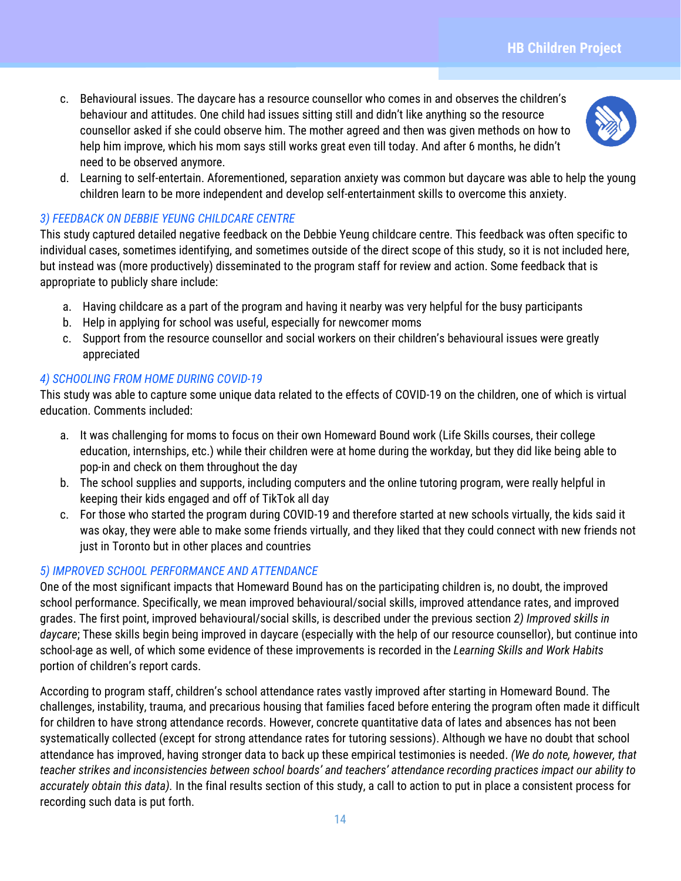c. Behavioural issues. The daycare has a resource counsellor who comes in and observes the children's behaviour and attitudes. One child had issues sitting still and didn't like anything so the resource counsellor asked if she could observe him. The mother agreed and then was given methods on how to help him improve, which his mom says still works great even till today. And after 6 months, he didn't need to be observed anymore.

d. Learning to self-entertain. Aforementioned, separation anxiety was common but daycare was able to help the young children learn to be more independent and develop self-entertainment skills to overcome this anxiety.

### *3) FEEDBACK ON DEBBIE YEUNG CHILDCARE CENTRE*

This study captured detailed negative feedback on the Debbie Yeung childcare centre. This feedback was often specific to individual cases, sometimes identifying, and sometimes outside of the direct scope of this study, so it is not included here, but instead was (more productively) disseminated to the program staff for review and action. Some feedback that is appropriate to publicly share include:

a. Having childcare as a part of the program and having it nearby was very helpful for the busy participants
b. Help in applying for school was useful, especially for newcomer moms
c. Support from the resource counsellor and social workers on their children's behavioural issues were greatly appreciated

### *4) SCHOOLING FROM HOME DURING COVID-19*

This study was able to capture some unique data related to the effects of COVID-19 on the children, one of which is virtual education. Comments included:

a. It was challenging for moms to focus on their own Homeward Bound work (Life Skills courses, their college education, internships, etc.) while their children were at home during the workday, but they did like being able to pop-in and check on them throughout the day
b. The school supplies and supports, including computers and the online tutoring program, were really helpful in keeping their kids engaged and off of TikTok all day
c. For those who started the program during COVID-19 and therefore started at new schools virtually, the kids said it was okay, they were able to make some friends virtually, and they liked that they could connect with new friends not just in Toronto but in other places and countries

### *5) IMPROVED SCHOOL PERFORMANCE AND ATTENDANCE*

One of the most significant impacts that Homeward Bound has on the participating children is, no doubt, the improved school performance. Specifically, we mean improved behavioural/social skills, improved attendance rates, and improved grades. The first point, improved behavioural/social skills, is described under the previous section *2) Improved skills in daycare*; These skills begin being improved in daycare (especially with the help of our resource counsellor), but continue into school-age as well, of which some evidence of these improvements is recorded in the *Learning Skills and Work Habits* portion of children's report cards.

According to program staff, children's school attendance rates vastly improved after starting in Homeward Bound. The challenges, instability, trauma, and precarious housing that families faced before entering the program often made it difficult for children to have strong attendance records. However, concrete quantitative data of lates and absences has not been systematically collected (except for strong attendance rates for tutoring sessions). Although we have no doubt that school attendance has improved, having stronger data to back up these empirical testimonies is needed. *(We do note, however, that teacher strikes and inconsistencies between school boards' and teachers' attendance recording practices impact our ability to accurately obtain this data).* In the final results section of this study, a call to action to put in place a consistent process for recording such data is put forth.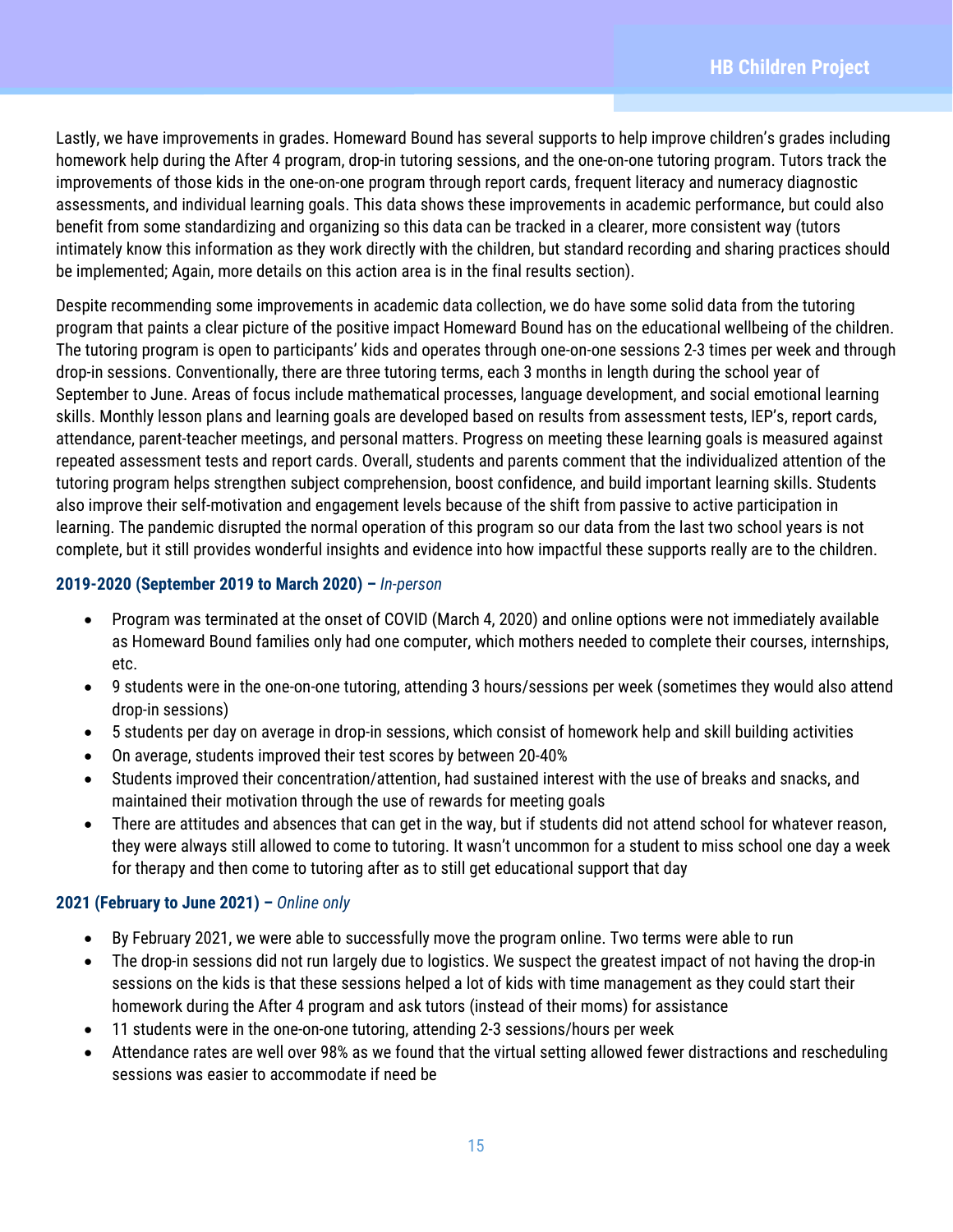Lastly, we have improvements in grades. Homeward Bound has several supports to help improve children's grades including homework help during the After 4 program, drop-in tutoring sessions, and the one-on-one tutoring program. Tutors track the improvements of those kids in the one-on-one program through report cards, frequent literacy and numeracy diagnostic assessments, and individual learning goals. This data shows these improvements in academic performance, but could also benefit from some standardizing and organizing so this data can be tracked in a clearer, more consistent way (tutors intimately know this information as they work directly with the children, but standard recording and sharing practices should be implemented; Again, more details on this action area is in the final results section).

Despite recommending some improvements in academic data collection, we do have some solid data from the tutoring program that paints a clear picture of the positive impact Homeward Bound has on the educational wellbeing of the children. The tutoring program is open to participants' kids and operates through one-on-one sessions 2-3 times per week and through drop-in sessions. Conventionally, there are three tutoring terms, each 3 months in length during the school year of September to June. Areas of focus include mathematical processes, language development, and social emotional learning skills. Monthly lesson plans and learning goals are developed based on results from assessment tests, IEP's, report cards, attendance, parent-teacher meetings, and personal matters. Progress on meeting these learning goals is measured against repeated assessment tests and report cards. Overall, students and parents comment that the individualized attention of the tutoring program helps strengthen subject comprehension, boost confidence, and build important learning skills. Students also improve their self-motivation and engagement levels because of the shift from passive to active participation in learning. The pandemic disrupted the normal operation of this program so our data from the last two school years is not complete, but it still provides wonderful insights and evidence into how impactful these supports really are to the children.

**2019-2020 (September 2019 to March 2020) –** *In-person*

- Program was terminated at the onset of COVID (March 4, 2020) and online options were not immediately available as Homeward Bound families only had one computer, which mothers needed to complete their courses, internships, etc.
- 9 students were in the one-on-one tutoring, attending 3 hours/sessions per week (sometimes they would also attend drop-in sessions)
- 5 students per day on average in drop-in sessions, which consist of homework help and skill building activities
- On average, students improved their test scores by between 20-40%
- Students improved their concentration/attention, had sustained interest with the use of breaks and snacks, and maintained their motivation through the use of rewards for meeting goals
- There are attitudes and absences that can get in the way, but if students did not attend school for whatever reason, they were always still allowed to come to tutoring. It wasn't uncommon for a student to miss school one day a week for therapy and then come to tutoring after as to still get educational support that day

**2021 (February to June 2021) –** *Online only*

- By February 2021, we were able to successfully move the program online. Two terms were able to run
- The drop-in sessions did not run largely due to logistics. We suspect the greatest impact of not having the drop-in sessions on the kids is that these sessions helped a lot of kids with time management as they could start their homework during the After 4 program and ask tutors (instead of their moms) for assistance
- 11 students were in the one-on-one tutoring, attending 2-3 sessions/hours per week
- Attendance rates are well over 98% as we found that the virtual setting allowed fewer distractions and rescheduling sessions was easier to accommodate if need be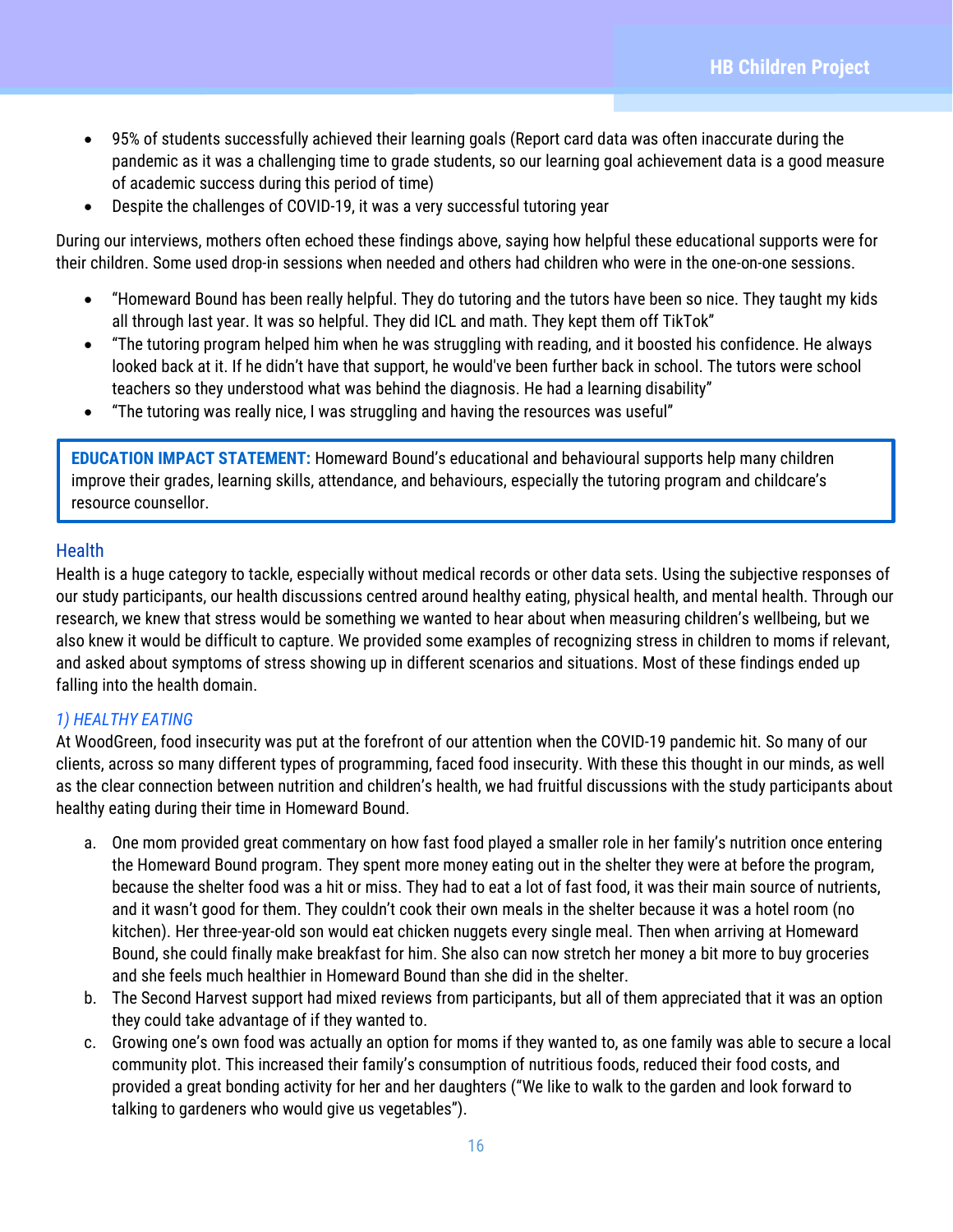- 95% of students successfully achieved their learning goals (Report card data was often inaccurate during the pandemic as it was a challenging time to grade students, so our learning goal achievement data is a good measure of academic success during this period of time)
- Despite the challenges of COVID-19, it was a very successful tutoring year

During our interviews, mothers often echoed these findings above, saying how helpful these educational supports were for their children. Some used drop-in sessions when needed and others had children who were in the one-on-one sessions.

- “Homeward Bound has been really helpful. They do tutoring and the tutors have been so nice. They taught my kids all through last year. It was so helpful. They did ICL and math. They kept them off TikTok”
- “The tutoring program helped him when he was struggling with reading, and it boosted his confidence. He always looked back at it. If he didn’t have that support, he would've been further back in school. The tutors were school teachers so they understood what was behind the diagnosis. He had a learning disability”
- “The tutoring was really nice, I was struggling and having the resources was useful”

> **EDUCATION IMPACT STATEMENT:** Homeward Bound’s educational and behavioural supports help many children improve their grades, learning skills, attendance, and behaviours, especially the tutoring program and childcare’s resource counsellor.

## Health

Health is a huge category to tackle, especially without medical records or other data sets. Using the subjective responses of our study participants, our health discussions centred around healthy eating, physical health, and mental health. Through our research, we knew that stress would be something we wanted to hear about when measuring children’s wellbeing, but we also knew it would be difficult to capture. We provided some examples of recognizing stress in children to moms if relevant, and asked about symptoms of stress showing up in different scenarios and situations. Most of these findings ended up falling into the health domain.

### *1) HEALTHY EATING*

At WoodGreen, food insecurity was put at the forefront of our attention when the COVID-19 pandemic hit. So many of our clients, across so many different types of programming, faced food insecurity. With these this thought in our minds, as well as the clear connection between nutrition and children’s health, we had fruitful discussions with the study participants about healthy eating during their time in Homeward Bound.

a. One mom provided great commentary on how fast food played a smaller role in her family’s nutrition once entering the Homeward Bound program. They spent more money eating out in the shelter they were at before the program, because the shelter food was a hit or miss. They had to eat a lot of fast food, it was their main source of nutrients, and it wasn’t good for them. They couldn’t cook their own meals in the shelter because it was a hotel room (no kitchen). Her three-year-old son would eat chicken nuggets every single meal. Then when arriving at Homeward Bound, she could finally make breakfast for him. She also can now stretch her money a bit more to buy groceries and she feels much healthier in Homeward Bound than she did in the shelter.
b. The Second Harvest support had mixed reviews from participants, but all of them appreciated that it was an option they could take advantage of if they wanted to.
c. Growing one’s own food was actually an option for moms if they wanted to, as one family was able to secure a local community plot. This increased their family’s consumption of nutritious foods, reduced their food costs, and provided a great bonding activity for her and her daughters (“We like to walk to the garden and look forward to talking to gardeners who would give us vegetables”).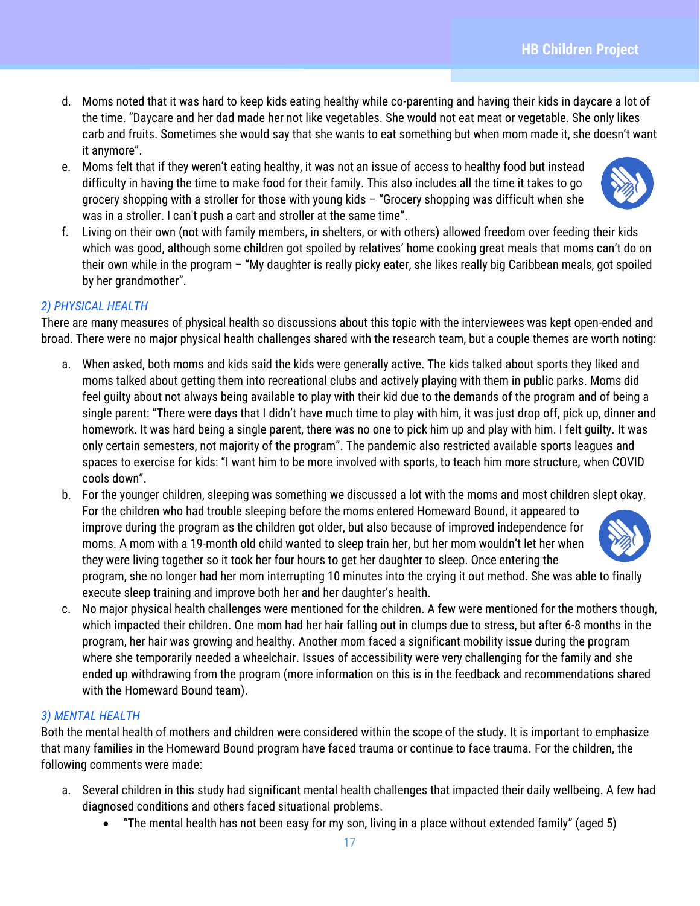d. Moms noted that it was hard to keep kids eating healthy while co-parenting and having their kids in daycare a lot of the time. "Daycare and her dad made her not like vegetables. She would not eat meat or vegetable. She only likes carb and fruits. Sometimes she would say that she wants to eat something but when mom made it, she doesn't want it anymore".

e. Moms felt that if they weren't eating healthy, it was not an issue of access to healthy food but instead difficulty in having the time to make food for their family. This also includes all the time it takes to go grocery shopping with a stroller for those with young kids – "Grocery shopping was difficult when she was in a stroller. I can't push a cart and stroller at the same time".

f. Living on their own (not with family members, in shelters, or with others) allowed freedom over feeding their kids which was good, although some children got spoiled by relatives' home cooking great meals that moms can't do on their own while in the program – "My daughter is really picky eater, she likes really big Caribbean meals, got spoiled by her grandmother".

### *2) PHYSICAL HEALTH*

There are many measures of physical health so discussions about this topic with the interviewees was kept open-ended and broad. There were no major physical health challenges shared with the research team, but a couple themes are worth noting:

a. When asked, both moms and kids said the kids were generally active. The kids talked about sports they liked and moms talked about getting them into recreational clubs and actively playing with them in public parks. Moms did feel guilty about not always being available to play with their kid due to the demands of the program and of being a single parent: "There were days that I didn't have much time to play with him, it was just drop off, pick up, dinner and homework. It was hard being a single parent, there was no one to pick him up and play with him. I felt guilty. It was only certain semesters, not majority of the program". The pandemic also restricted available sports leagues and spaces to exercise for kids: "I want him to be more involved with sports, to teach him more structure, when COVID cools down".

b. For the younger children, sleeping was something we discussed a lot with the moms and most children slept okay. For the children who had trouble sleeping before the moms entered Homeward Bound, it appeared to improve during the program as the children got older, but also because of improved independence for moms. A mom with a 19-month old child wanted to sleep train her, but her mom wouldn't let her when they were living together so it took her four hours to get her daughter to sleep. Once entering the program, she no longer had her mom interrupting 10 minutes into the crying it out method. She was able to finally execute sleep training and improve both her and her daughter's health.

c. No major physical health challenges were mentioned for the children. A few were mentioned for the mothers though, which impacted their children. One mom had her hair falling out in clumps due to stress, but after 6-8 months in the program, her hair was growing and healthy. Another mom faced a significant mobility issue during the program where she temporarily needed a wheelchair. Issues of accessibility were very challenging for the family and she ended up withdrawing from the program (more information on this is in the feedback and recommendations shared with the Homeward Bound team).

### *3) MENTAL HEALTH*

Both the mental health of mothers and children were considered within the scope of the study. It is important to emphasize that many families in the Homeward Bound program have faced trauma or continue to face trauma. For the children, the following comments were made:

a. Several children in this study had significant mental health challenges that impacted their daily wellbeing. A few had diagnosed conditions and others faced situational problems.
   - "The mental health has not been easy for my son, living in a place without extended family" (aged 5)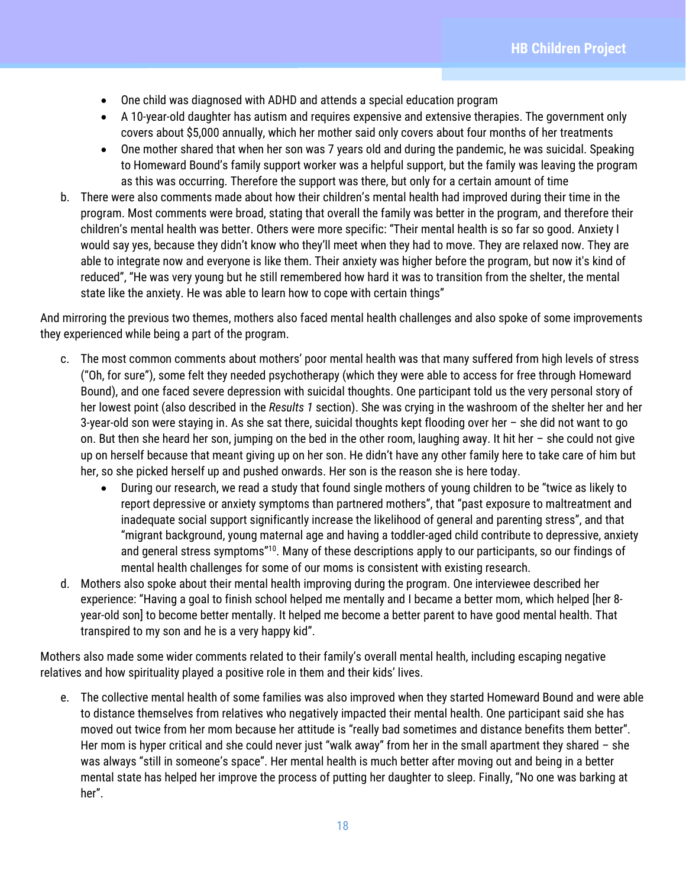- One child was diagnosed with ADHD and attends a special education program
- A 10-year-old daughter has autism and requires expensive and extensive therapies. The government only covers about $5,000 annually, which her mother said only covers about four months of her treatments
- One mother shared that when her son was 7 years old and during the pandemic, he was suicidal. Speaking to Homeward Bound's family support worker was a helpful support, but the family was leaving the program as this was occurring. Therefore the support was there, but only for a certain amount of time

b. There were also comments made about how their children's mental health had improved during their time in the program. Most comments were broad, stating that overall the family was better in the program, and therefore their children's mental health was better. Others were more specific: "Their mental health is so far so good. Anxiety I would say yes, because they didn't know who they'll meet when they had to move. They are relaxed now. They are able to integrate now and everyone is like them. Their anxiety was higher before the program, but now it's kind of reduced", "He was very young but he still remembered how hard it was to transition from the shelter, the mental state like the anxiety. He was able to learn how to cope with certain things"

And mirroring the previous two themes, mothers also faced mental health challenges and also spoke of some improvements they experienced while being a part of the program.

c. The most common comments about mothers' poor mental health was that many suffered from high levels of stress ("Oh, for sure"), some felt they needed psychotherapy (which they were able to access for free through Homeward Bound), and one faced severe depression with suicidal thoughts. One participant told us the very personal story of her lowest point (also described in the *Results 1* section). She was crying in the washroom of the shelter her and her 3-year-old son were staying in. As she sat there, suicidal thoughts kept flooding over her – she did not want to go on. But then she heard her son, jumping on the bed in the other room, laughing away. It hit her – she could not give up on herself because that meant giving up on her son. He didn't have any other family here to take care of him but her, so she picked herself up and pushed onwards. Her son is the reason she is here today.
   - During our research, we read a study that found single mothers of young children to be "twice as likely to report depressive or anxiety symptoms than partnered mothers", that "past exposure to maltreatment and inadequate social support significantly increase the likelihood of general and parenting stress", and that "migrant background, young maternal age and having a toddler-aged child contribute to depressive, anxiety and general stress symptoms"[10]. Many of these descriptions apply to our participants, so our findings of mental health challenges for some of our moms is consistent with existing research.

d. Mothers also spoke about their mental health improving during the program. One interviewee described her experience: "Having a goal to finish school helped me mentally and I became a better mom, which helped [her 8-year-old son] to become better mentally. It helped me become a better parent to have good mental health. That transpired to my son and he is a very happy kid".

Mothers also made some wider comments related to their family's overall mental health, including escaping negative relatives and how spirituality played a positive role in them and their kids' lives.

e. The collective mental health of some families was also improved when they started Homeward Bound and were able to distance themselves from relatives who negatively impacted their mental health. One participant said she has moved out twice from her mom because her attitude is "really bad sometimes and distance benefits them better". Her mom is hyper critical and she could never just "walk away" from her in the small apartment they shared – she was always "still in someone's space". Her mental health is much better after moving out and being in a better mental state has helped her improve the process of putting her daughter to sleep. Finally, "No one was barking at her".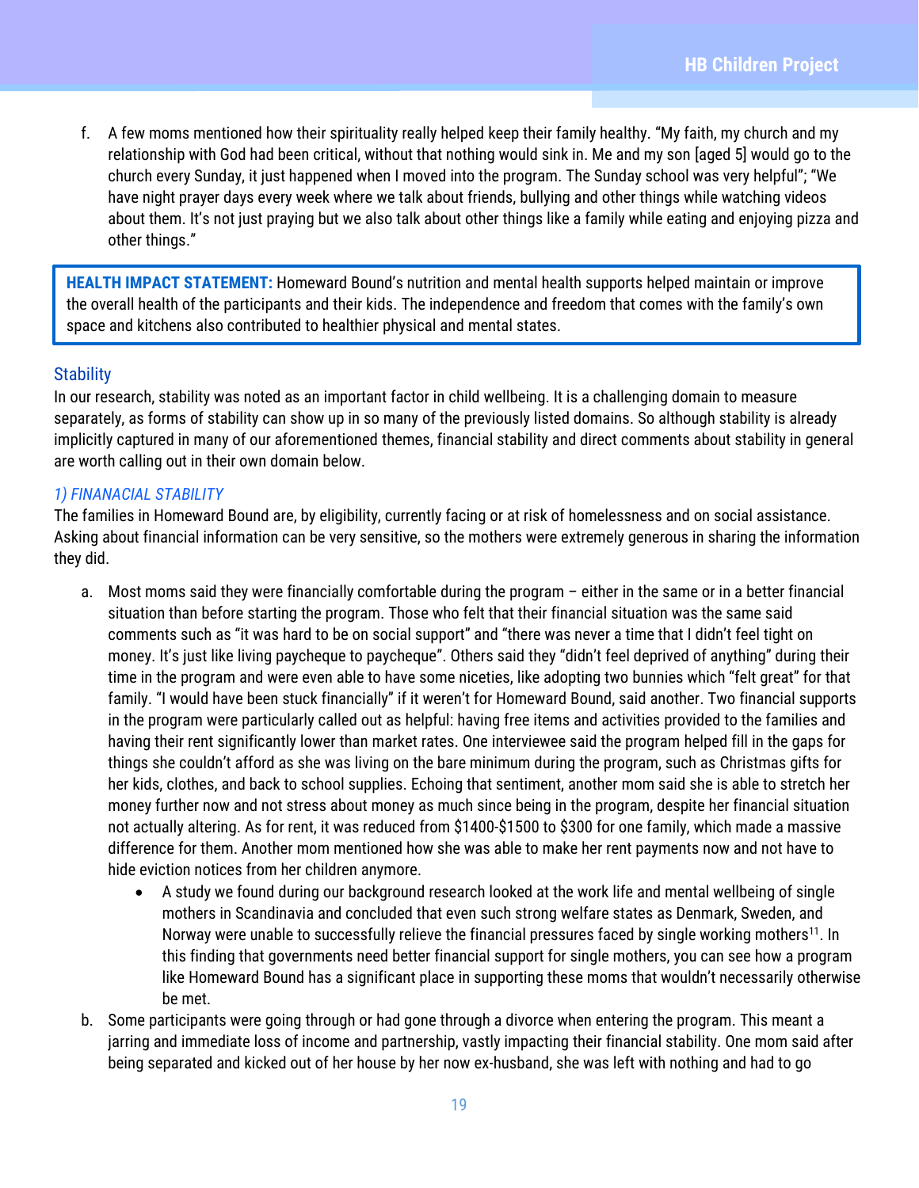f. A few moms mentioned how their spirituality really helped keep their family healthy. "My faith, my church and my relationship with God had been critical, without that nothing would sink in. Me and my son [aged 5] would go to the church every Sunday, it just happened when I moved into the program. The Sunday school was very helpful"; "We have night prayer days every week where we talk about friends, bullying and other things while watching videos about them. It's not just praying but we also talk about other things like a family while eating and enjoying pizza and other things."

> **HEALTH IMPACT STATEMENT:** Homeward Bound's nutrition and mental health supports helped maintain or improve the overall health of the participants and their kids. The independence and freedom that comes with the family's own space and kitchens also contributed to healthier physical and mental states.

## Stability

In our research, stability was noted as an important factor in child wellbeing. It is a challenging domain to measure separately, as forms of stability can show up in so many of the previously listed domains. So although stability is already implicitly captured in many of our aforementioned themes, financial stability and direct comments about stability in general are worth calling out in their own domain below.

### *1) FINANCIAL STABILITY*

The families in Homeward Bound are, by eligibility, currently facing or at risk of homelessness and on social assistance. Asking about financial information can be very sensitive, so the mothers were extremely generous in sharing the information they did.

a. Most moms said they were financially comfortable during the program – either in the same or in a better financial situation than before starting the program. Those who felt that their financial situation was the same said comments such as "it was hard to be on social support" and "there was never a time that I didn't feel tight on money. It's just like living paycheque to paycheque". Others said they "didn't feel deprived of anything" during their time in the program and were even able to have some niceties, like adopting two bunnies which "felt great" for that family. "I would have been stuck financially" if it weren't for Homeward Bound, said another. Two financial supports in the program were particularly called out as helpful: having free items and activities provided to the families and having their rent significantly lower than market rates. One interviewee said the program helped fill in the gaps for things she couldn't afford as she was living on the bare minimum during the program, such as Christmas gifts for her kids, clothes, and back to school supplies. Echoing that sentiment, another mom said she is able to stretch her money further now and not stress about money as much since being in the program, despite her financial situation not actually altering. As for rent, it was reduced from $1400-$1500 to $300 for one family, which made a massive difference for them. Another mom mentioned how she was able to make her rent payments now and not have to hide eviction notices from her children anymore.
   - A study we found during our background research looked at the work life and mental wellbeing of single mothers in Scandinavia and concluded that even such strong welfare states as Denmark, Sweden, and Norway were unable to successfully relieve the financial pressures faced by single working mothers[11]. In this finding that governments need better financial support for single mothers, you can see how a program like Homeward Bound has a significant place in supporting these moms that wouldn't necessarily otherwise be met.

b. Some participants were going through or had gone through a divorce when entering the program. This meant a jarring and immediate loss of income and partnership, vastly impacting their financial stability. One mom said after being separated and kicked out of her house by her now ex-husband, she was left with nothing and had to go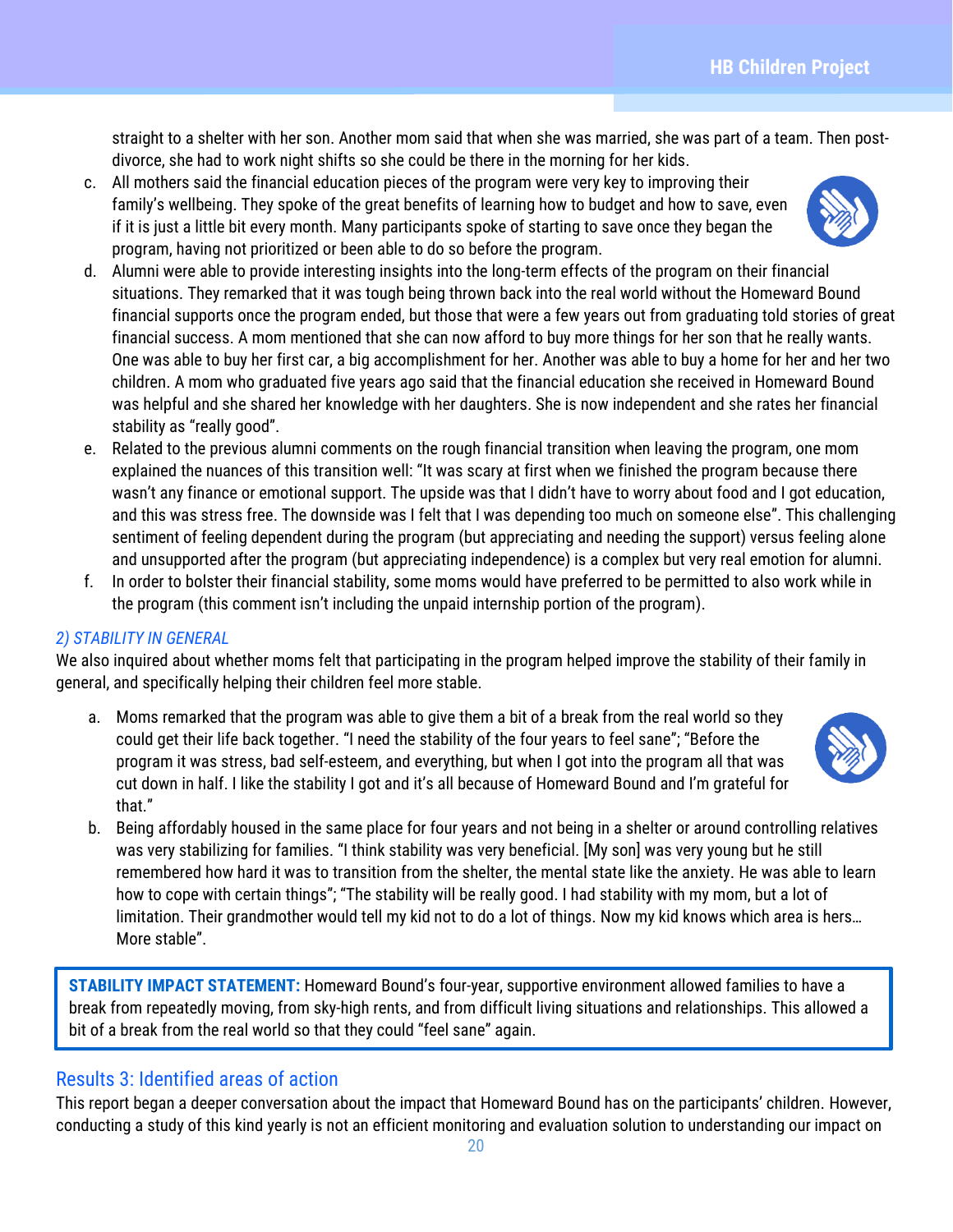straight to a shelter with her son. Another mom said that when she was married, she was part of a team. Then post-divorce, she had to work night shifts so she could be there in the morning for her kids.

c. All mothers said the financial education pieces of the program were very key to improving their family's wellbeing. They spoke of the great benefits of learning how to budget and how to save, even if it is just a little bit every month. Many participants spoke of starting to save once they began the program, having not prioritized or been able to do so before the program.

d. Alumni were able to provide interesting insights into the long-term effects of the program on their financial situations. They remarked that it was tough being thrown back into the real world without the Homeward Bound financial supports once the program ended, but those that were a few years out from graduating told stories of great financial success. A mom mentioned that she can now afford to buy more things for her son that he really wants. One was able to buy her first car, a big accomplishment for her. Another was able to buy a home for her and her two children. A mom who graduated five years ago said that the financial education she received in Homeward Bound was helpful and she shared her knowledge with her daughters. She is now independent and she rates her financial stability as "really good".

e. Related to the previous alumni comments on the rough financial transition when leaving the program, one mom explained the nuances of this transition well: "It was scary at first when we finished the program because there wasn't any finance or emotional support. The upside was that I didn't have to worry about food and I got education, and this was stress free. The downside was I felt that I was depending too much on someone else". This challenging sentiment of feeling dependent during the program (but appreciating and needing the support) versus feeling alone and unsupported after the program (but appreciating independence) is a complex but very real emotion for alumni.

f. In order to bolster their financial stability, some moms would have preferred to be permitted to also work while in the program (this comment isn't including the unpaid internship portion of the program).

*2) STABILITY IN GENERAL*

We also inquired about whether moms felt that participating in the program helped improve the stability of their family in general, and specifically helping their children feel more stable.

a. Moms remarked that the program was able to give them a bit of a break from the real world so they could get their life back together. "I need the stability of the four years to feel sane"; "Before the program it was stress, bad self-esteem, and everything, but when I got into the program all that was cut down in half. I like the stability I got and it's all because of Homeward Bound and I'm grateful for that."

b. Being affordably housed in the same place for four years and not being in a shelter or around controlling relatives was very stabilizing for families. "I think stability was very beneficial. [My son] was very young but he still remembered how hard it was to transition from the shelter, the mental state like the anxiety. He was able to learn how to cope with certain things"; "The stability will be really good. I had stability with my mom, but a lot of limitation. Their grandmother would tell my kid not to do a lot of things. Now my kid knows which area is hers… More stable".

**STABILITY IMPACT STATEMENT:** Homeward Bound's four-year, supportive environment allowed families to have a break from repeatedly moving, from sky-high rents, and from difficult living situations and relationships. This allowed a bit of a break from the real world so that they could "feel sane" again.

## Results 3: Identified areas of action

This report began a deeper conversation about the impact that Homeward Bound has on the participants' children. However, conducting a study of this kind yearly is not an efficient monitoring and evaluation solution to understanding our impact on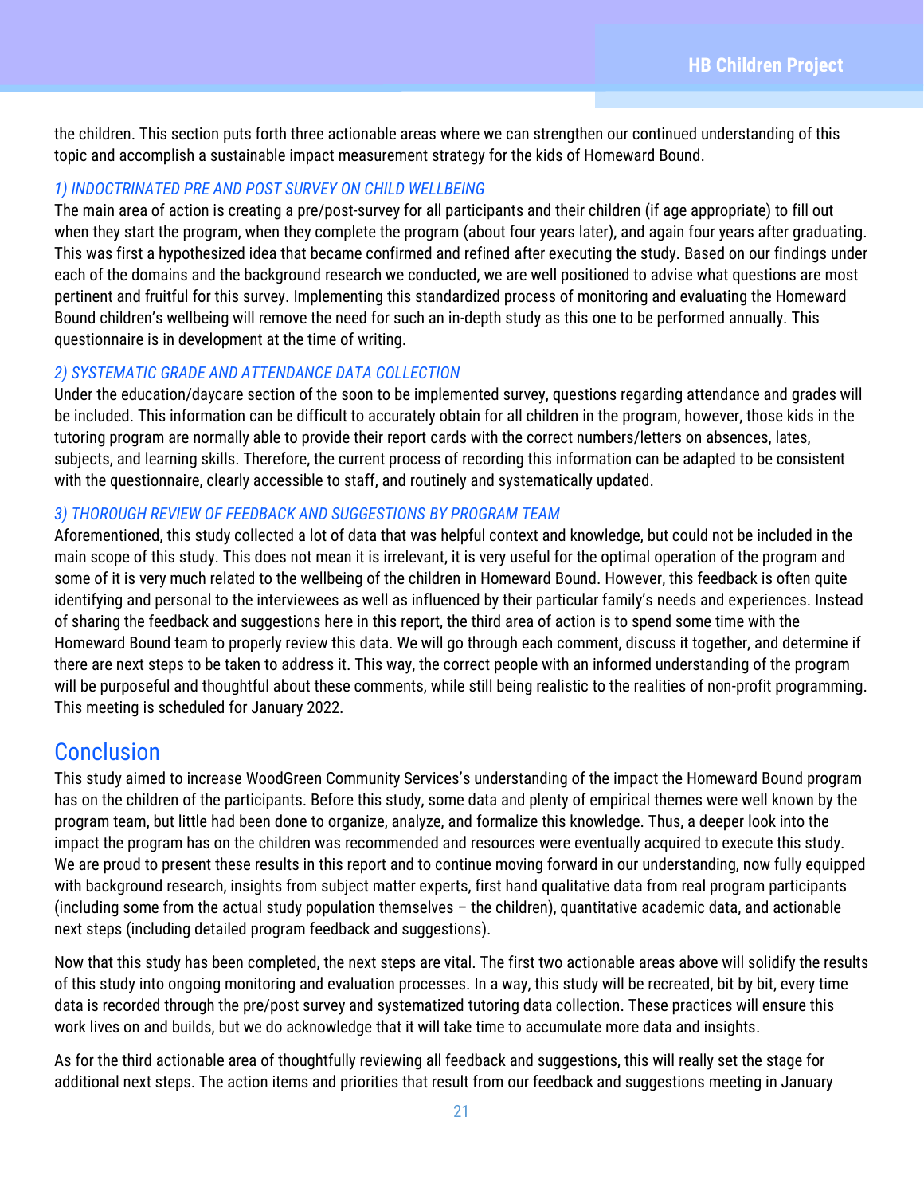the children. This section puts forth three actionable areas where we can strengthen our continued understanding of this topic and accomplish a sustainable impact measurement strategy for the kids of Homeward Bound.

### *1) INDOCTRINATED PRE AND POST SURVEY ON CHILD WELLBEING*

The main area of action is creating a pre/post-survey for all participants and their children (if age appropriate) to fill out when they start the program, when they complete the program (about four years later), and again four years after graduating. This was first a hypothesized idea that became confirmed and refined after executing the study. Based on our findings under each of the domains and the background research we conducted, we are well positioned to advise what questions are most pertinent and fruitful for this survey. Implementing this standardized process of monitoring and evaluating the Homeward Bound children's wellbeing will remove the need for such an in-depth study as this one to be performed annually. This questionnaire is in development at the time of writing.

### *2) SYSTEMATIC GRADE AND ATTENDANCE DATA COLLECTION*

Under the education/daycare section of the soon to be implemented survey, questions regarding attendance and grades will be included. This information can be difficult to accurately obtain for all children in the program, however, those kids in the tutoring program are normally able to provide their report cards with the correct numbers/letters on absences, lates, subjects, and learning skills. Therefore, the current process of recording this information can be adapted to be consistent with the questionnaire, clearly accessible to staff, and routinely and systematically updated.

### *3) THOROUGH REVIEW OF FEEDBACK AND SUGGESTIONS BY PROGRAM TEAM*

Aforementioned, this study collected a lot of data that was helpful context and knowledge, but could not be included in the main scope of this study. This does not mean it is irrelevant, it is very useful for the optimal operation of the program and some of it is very much related to the wellbeing of the children in Homeward Bound. However, this feedback is often quite identifying and personal to the interviewees as well as influenced by their particular family's needs and experiences. Instead of sharing the feedback and suggestions here in this report, the third area of action is to spend some time with the Homeward Bound team to properly review this data. We will go through each comment, discuss it together, and determine if there are next steps to be taken to address it. This way, the correct people with an informed understanding of the program will be purposeful and thoughtful about these comments, while still being realistic to the realities of non-profit programming. This meeting is scheduled for January 2022.

## Conclusion

This study aimed to increase WoodGreen Community Services's understanding of the impact the Homeward Bound program has on the children of the participants. Before this study, some data and plenty of empirical themes were well known by the program team, but little had been done to organize, analyze, and formalize this knowledge. Thus, a deeper look into the impact the program has on the children was recommended and resources were eventually acquired to execute this study. We are proud to present these results in this report and to continue moving forward in our understanding, now fully equipped with background research, insights from subject matter experts, first hand qualitative data from real program participants (including some from the actual study population themselves – the children), quantitative academic data, and actionable next steps (including detailed program feedback and suggestions).

Now that this study has been completed, the next steps are vital. The first two actionable areas above will solidify the results of this study into ongoing monitoring and evaluation processes. In a way, this study will be recreated, bit by bit, every time data is recorded through the pre/post survey and systematized tutoring data collection. These practices will ensure this work lives on and builds, but we do acknowledge that it will take time to accumulate more data and insights.

As for the third actionable area of thoughtfully reviewing all feedback and suggestions, this will really set the stage for additional next steps. The action items and priorities that result from our feedback and suggestions meeting in January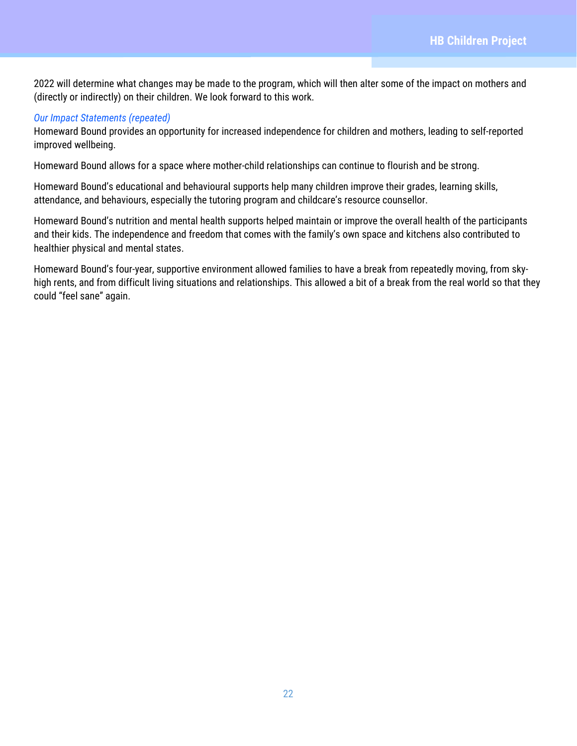2022 will determine what changes may be made to the program, which will then alter some of the impact on mothers and (directly or indirectly) on their children. We look forward to this work.

*Our Impact Statements (repeated)*

Homeward Bound provides an opportunity for increased independence for children and mothers, leading to self-reported improved wellbeing.

Homeward Bound allows for a space where mother-child relationships can continue to flourish and be strong.

Homeward Bound's educational and behavioural supports help many children improve their grades, learning skills, attendance, and behaviours, especially the tutoring program and childcare's resource counsellor.

Homeward Bound's nutrition and mental health supports helped maintain or improve the overall health of the participants and their kids. The independence and freedom that comes with the family's own space and kitchens also contributed to healthier physical and mental states.

Homeward Bound's four-year, supportive environment allowed families to have a break from repeatedly moving, from sky-high rents, and from difficult living situations and relationships. This allowed a bit of a break from the real world so that they could "feel sane" again.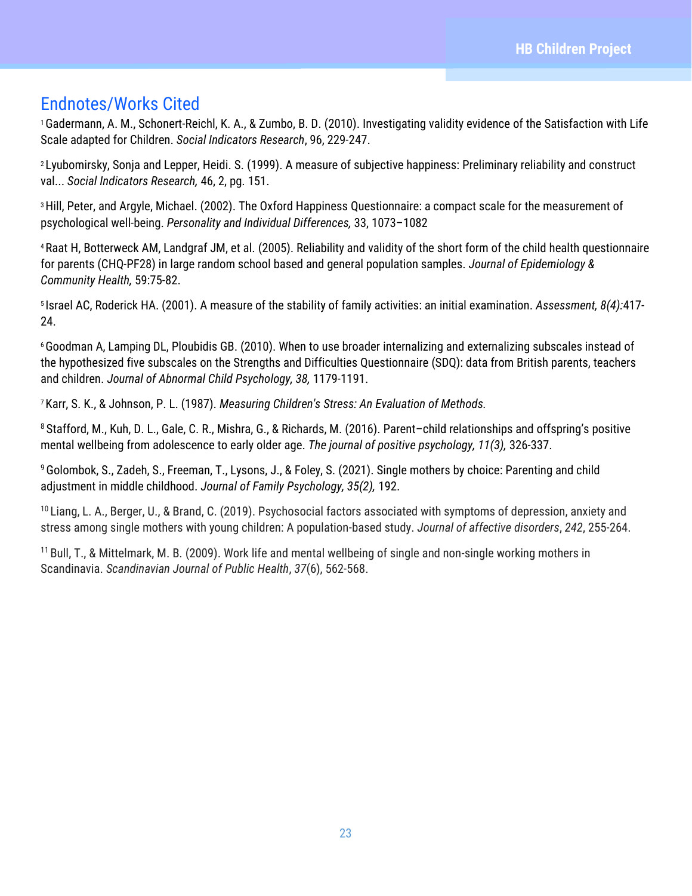## Endnotes/Works Cited

[1] Gadermann, A. M., Schonert-Reichl, K. A., & Zumbo, B. D. (2010). Investigating validity evidence of the Satisfaction with Life Scale adapted for Children. *Social Indicators Research*, 96, 229-247.

[2] Lyubomirsky, Sonja and Lepper, Heidi. S. (1999). A measure of subjective happiness: Preliminary reliability and construct val... *Social Indicators Research,* 46, 2, pg. 151.

[3] Hill, Peter, and Argyle, Michael. (2002). The Oxford Happiness Questionnaire: a compact scale for the measurement of psychological well-being. *Personality and Individual Differences,* 33, 1073–1082

[4] Raat H, Botterweck AM, Landgraf JM, et al. (2005). Reliability and validity of the short form of the child health questionnaire for parents (CHQ-PF28) in large random school based and general population samples. *Journal of Epidemiology & Community Health,* 59:75-82.

[5] Israel AC, Roderick HA. (2001). A measure of the stability of family activities: an initial examination. *Assessment, 8(4):*417-24.

[6] Goodman A, Lamping DL, Ploubidis GB. (2010). When to use broader internalizing and externalizing subscales instead of the hypothesized five subscales on the Strengths and Difficulties Questionnaire (SDQ): data from British parents, teachers and children. *Journal of Abnormal Child Psychology, 38,* 1179-1191.

[7] Karr, S. K., & Johnson, P. L. (1987). *Measuring Children's Stress: An Evaluation of Methods.*

[8] Stafford, M., Kuh, D. L., Gale, C. R., Mishra, G., & Richards, M. (2016). Parent–child relationships and offspring's positive mental wellbeing from adolescence to early older age. *The journal of positive psychology, 11(3),* 326-337.

[9] Golombok, S., Zadeh, S., Freeman, T., Lysons, J., & Foley, S. (2021). Single mothers by choice: Parenting and child adjustment in middle childhood. *Journal of Family Psychology, 35(2),* 192.

[10] Liang, L. A., Berger, U., & Brand, C. (2019). Psychosocial factors associated with symptoms of depression, anxiety and stress among single mothers with young children: A population-based study. *Journal of affective disorders*, *242*, 255-264.

[11] Bull, T., & Mittelmark, M. B. (2009). Work life and mental wellbeing of single and non-single working mothers in Scandinavia. *Scandinavian Journal of Public Health*, *37*(6), 562-568.